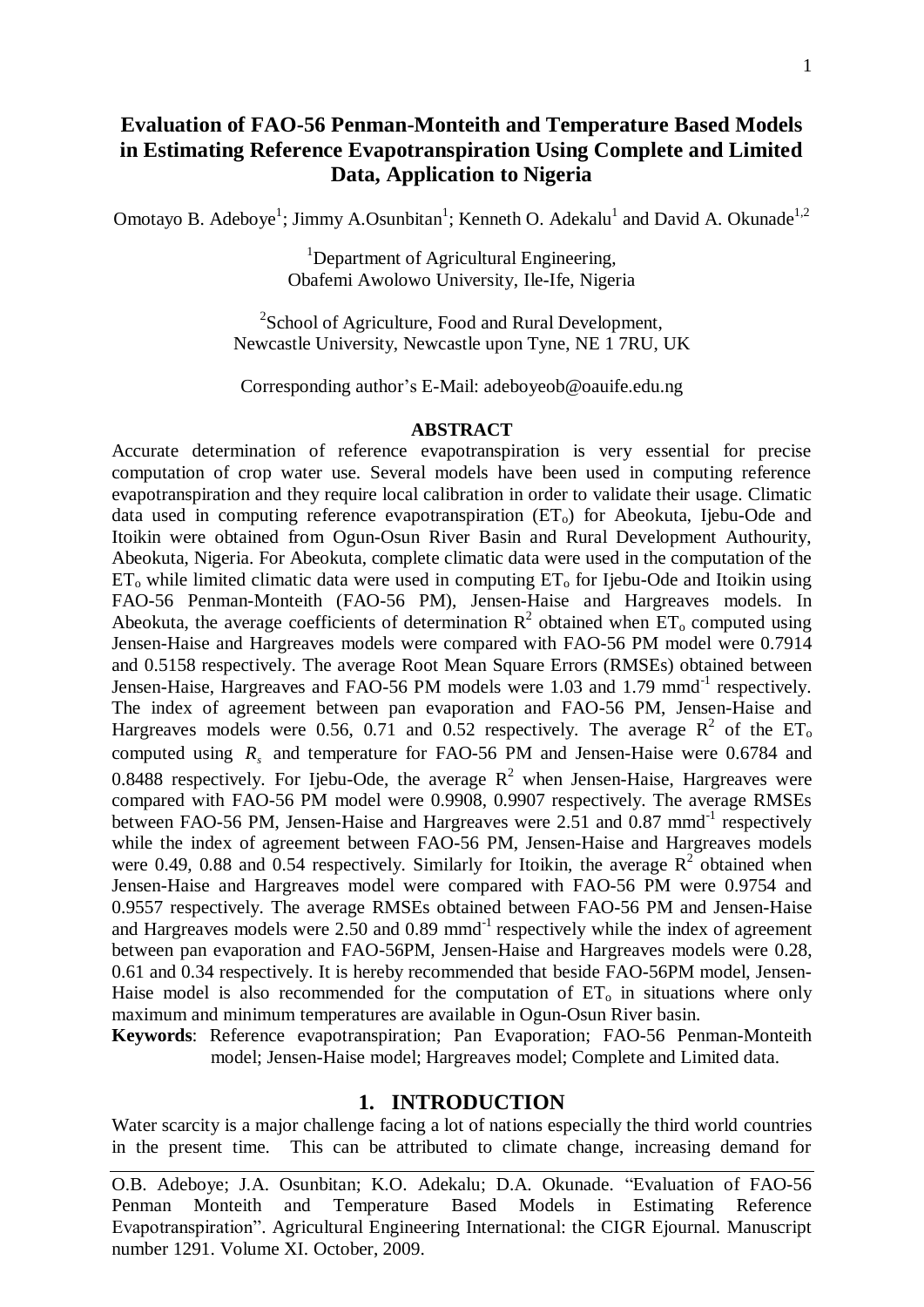# Evaluation of FAO-56 Penman-Monteith and Temperature Based Models in Estimating Reference Evapotranspiration Using Complete and Limited Data, Application to Nigeria

Omotayo B. Adeboye[1]; Jimmy A.Osunbitan[1]; Kenneth O. Adekalu[1] and David A. Okunade[1,2]

[1]Department of Agricultural Engineering,
Obafemi Awolowo University, Ile-Ife, Nigeria

[2]School of Agriculture, Food and Rural Development,
Newcastle University, Newcastle upon Tyne, NE 1 7RU, UK

Corresponding author's E-Mail: adeboyeob@oauife.edu.ng

## ABSTRACT

Accurate determination of reference evapotranspiration is very essential for precise computation of crop water use. Several models have been used in computing reference evapotranspiration and they require local calibration in order to validate their usage. Climatic data used in computing reference evapotranspiration ($ET_o$) for Abeokuta, Ijebu-Ode and Itoikin were obtained from Ogun-Osun River Basin and Rural Development Authourity, Abeokuta, Nigeria. For Abeokuta, complete climatic data were used in the computation of the $ET_o$ while limited climatic data were used in computing $ET_o$ for Ijebu-Ode and Itoikin using FAO-56 Penman-Monteith (FAO-56 PM), Jensen-Haise and Hargreaves models. In Abeokuta, the average coefficients of determination $R^2$ obtained when $ET_o$ computed using Jensen-Haise and Hargreaves models were compared with FAO-56 PM model were 0.7914 and 0.5158 respectively. The average Root Mean Square Errors (RMSEs) obtained between Jensen-Haise, Hargreaves and FAO-56 PM models were 1.03 and 1.79 mmd$^{-1}$ respectively. The index of agreement between pan evaporation and FAO-56 PM, Jensen-Haise and Hargreaves models were 0.56, 0.71 and 0.52 respectively. The average $R^2$ of the $ET_o$ computed using $R_s$ and temperature for FAO-56 PM and Jensen-Haise were 0.6784 and 0.8488 respectively. For Ijebu-Ode, the average $R^2$ when Jensen-Haise, Hargreaves were compared with FAO-56 PM model were 0.9908, 0.9907 respectively. The average RMSEs between FAO-56 PM, Jensen-Haise and Hargreaves were 2.51 and 0.87 mmd$^{-1}$ respectively while the index of agreement between FAO-56 PM, Jensen-Haise and Hargreaves models were 0.49, 0.88 and 0.54 respectively. Similarly for Itoikin, the average $R^2$ obtained when Jensen-Haise and Hargreaves model were compared with FAO-56 PM were 0.9754 and 0.9557 respectively. The average RMSEs obtained between FAO-56 PM and Jensen-Haise and Hargreaves models were 2.50 and 0.89 mmd$^{-1}$ respectively while the index of agreement between pan evaporation and FAO-56PM, Jensen-Haise and Hargreaves models were 0.28, 0.61 and 0.34 respectively. It is hereby recommended that beside FAO-56PM model, Jensen-Haise model is also recommended for the computation of $ET_o$ in situations where only maximum and minimum temperatures are available in Ogun-Osun River basin.

**Keywords**: Reference evapotranspiration; Pan Evaporation; FAO-56 Penman-Monteith model; Jensen-Haise model; Hargreaves model; Complete and Limited data.

## 1. INTRODUCTION

Water scarcity is a major challenge facing a lot of nations especially the third world countries in the present time. This can be attributed to climate change, increasing demand for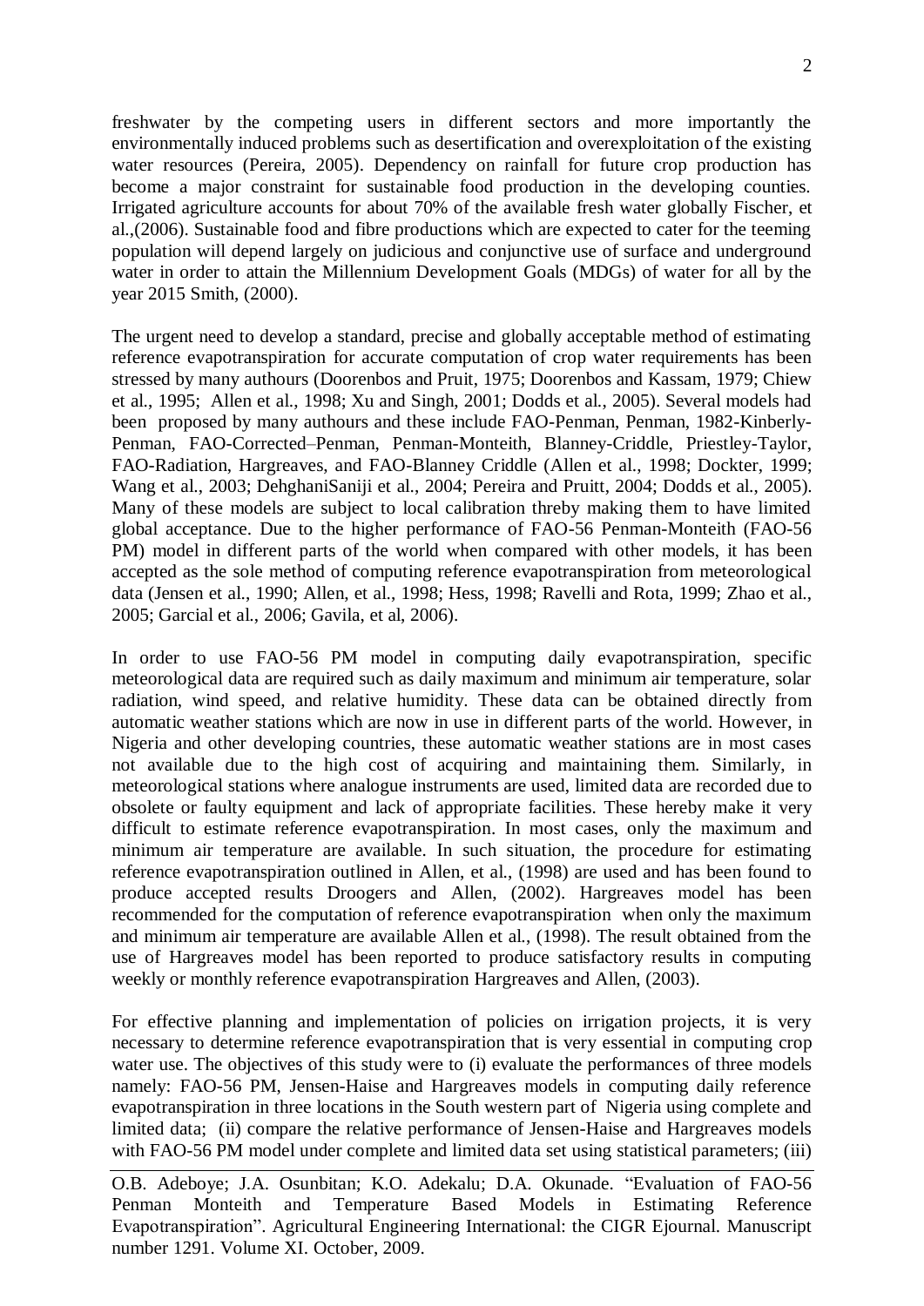freshwater by the competing users in different sectors and more importantly the environmentally induced problems such as desertification and overexploitation of the existing water resources (Pereira, 2005). Dependency on rainfall for future crop production has become a major constraint for sustainable food production in the developing counties. Irrigated agriculture accounts for about 70% of the available fresh water globally Fischer, et al.,(2006). Sustainable food and fibre productions which are expected to cater for the teeming population will depend largely on judicious and conjunctive use of surface and underground water in order to attain the Millennium Development Goals (MDGs) of water for all by the year 2015 Smith, (2000).

The urgent need to develop a standard, precise and globally acceptable method of estimating reference evapotranspiration for accurate computation of crop water requirements has been stressed by many authours (Doorenbos and Pruit, 1975; Doorenbos and Kassam, 1979; Chiew et al., 1995; Allen et al., 1998; Xu and Singh, 2001; Dodds et al., 2005). Several models had been proposed by many authours and these include FAO-Penman, Penman, 1982-Kinberly-Penman, FAO-Corrected–Penman, Penman-Monteith, Blanney-Criddle, Priestley-Taylor, FAO-Radiation, Hargreaves, and FAO-Blanney Criddle (Allen et al., 1998; Dockter, 1999; Wang et al., 2003; DehghaniSaniji et al., 2004; Pereira and Pruitt, 2004; Dodds et al., 2005). Many of these models are subject to local calibration threby making them to have limited global acceptance. Due to the higher performance of FAO-56 Penman-Monteith (FAO-56 PM) model in different parts of the world when compared with other models, it has been accepted as the sole method of computing reference evapotranspiration from meteorological data (Jensen et al., 1990; Allen, et al., 1998; Hess, 1998; Ravelli and Rota, 1999; Zhao et al., 2005; Garcial et al., 2006; Gavila, et al, 2006).

In order to use FAO-56 PM model in computing daily evapotranspiration, specific meteorological data are required such as daily maximum and minimum air temperature, solar radiation, wind speed, and relative humidity. These data can be obtained directly from automatic weather stations which are now in use in different parts of the world. However, in Nigeria and other developing countries, these automatic weather stations are in most cases not available due to the high cost of acquiring and maintaining them. Similarly, in meteorological stations where analogue instruments are used, limited data are recorded due to obsolete or faulty equipment and lack of appropriate facilities. These hereby make it very difficult to estimate reference evapotranspiration. In most cases, only the maximum and minimum air temperature are available. In such situation, the procedure for estimating reference evapotranspiration outlined in Allen, et al., (1998) are used and has been found to produce accepted results Droogers and Allen, (2002). Hargreaves model has been recommended for the computation of reference evapotranspiration when only the maximum and minimum air temperature are available Allen et al., (1998). The result obtained from the use of Hargreaves model has been reported to produce satisfactory results in computing weekly or monthly reference evapotranspiration Hargreaves and Allen, (2003).

For effective planning and implementation of policies on irrigation projects, it is very necessary to determine reference evapotranspiration that is very essential in computing crop water use. The objectives of this study were to (i) evaluate the performances of three models namely: FAO-56 PM, Jensen-Haise and Hargreaves models in computing daily reference evapotranspiration in three locations in the South western part of Nigeria using complete and limited data; (ii) compare the relative performance of Jensen-Haise and Hargreaves models with FAO-56 PM model under complete and limited data set using statistical parameters; (iii)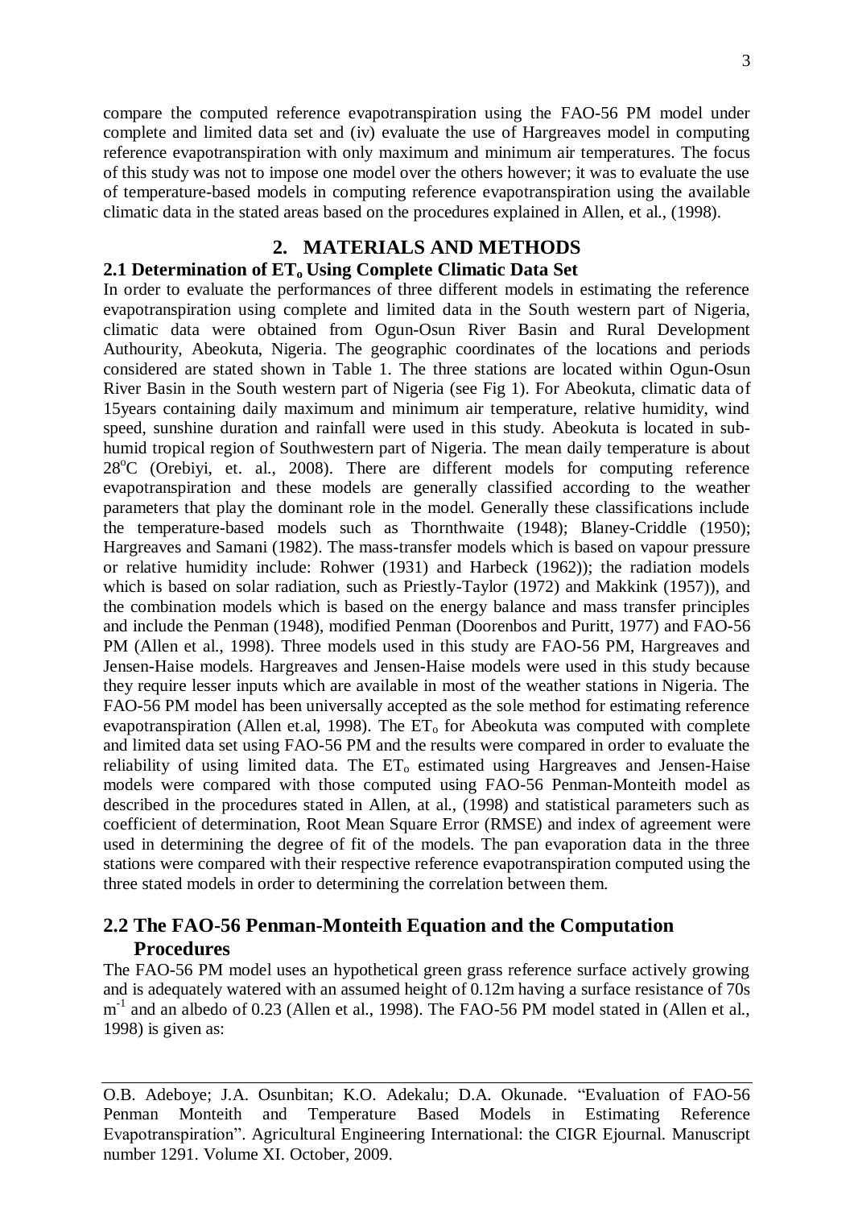compare the computed reference evapotranspiration using the FAO-56 PM model under complete and limited data set and (iv) evaluate the use of Hargreaves model in computing reference evapotranspiration with only maximum and minimum air temperatures. The focus of this study was not to impose one model over the others however; it was to evaluate the use of temperature-based models in computing reference evapotranspiration using the available climatic data in the stated areas based on the procedures explained in Allen, et al., (1998).

## 2. MATERIALS AND METHODS

### 2.1 Determination of $ET_o$ Using Complete Climatic Data Set

In order to evaluate the performances of three different models in estimating the reference evapotranspiration using complete and limited data in the South western part of Nigeria, climatic data were obtained from Ogun-Osun River Basin and Rural Development Authourity, Abeokuta, Nigeria. The geographic coordinates of the locations and periods considered are stated shown in Table 1. The three stations are located within Ogun-Osun River Basin in the South western part of Nigeria (see Fig 1). For Abeokuta, climatic data of 15years containing daily maximum and minimum air temperature, relative humidity, wind speed, sunshine duration and rainfall were used in this study. Abeokuta is located in sub-humid tropical region of Southwestern part of Nigeria. The mean daily temperature is about 28$^{o}$C (Orebiyi, et. al., 2008). There are different models for computing reference evapotranspiration and these models are generally classified according to the weather parameters that play the dominant role in the model. Generally these classifications include the temperature-based models such as Thornthwaite (1948); Blaney-Criddle (1950); Hargreaves and Samani (1982). The mass-transfer models which is based on vapour pressure or relative humidity include: Rohwer (1931) and Harbeck (1962)); the radiation models which is based on solar radiation, such as Priestly-Taylor (1972) and Makkink (1957)), and the combination models which is based on the energy balance and mass transfer principles and include the Penman (1948), modified Penman (Doorenbos and Puritt, 1977) and FAO-56 PM (Allen et al., 1998). Three models used in this study are FAO-56 PM, Hargreaves and Jensen-Haise models. Hargreaves and Jensen-Haise models were used in this study because they require lesser inputs which are available in most of the weather stations in Nigeria. The FAO-56 PM model has been universally accepted as the sole method for estimating reference evapotranspiration (Allen et.al, 1998). The $ET_o$ for Abeokuta was computed with complete and limited data set using FAO-56 PM and the results were compared in order to evaluate the reliability of using limited data. The $ET_o$ estimated using Hargreaves and Jensen-Haise models were compared with those computed using FAO-56 Penman-Monteith model as described in the procedures stated in Allen, at al., (1998) and statistical parameters such as coefficient of determination, Root Mean Square Error (RMSE) and index of agreement were used in determining the degree of fit of the models. The pan evaporation data in the three stations were compared with their respective reference evapotranspiration computed using the three stated models in order to determining the correlation between them.

### 2.2 The FAO-56 Penman-Monteith Equation and the Computation Procedures

The FAO-56 PM model uses an hypothetical green grass reference surface actively growing and is adequately watered with an assumed height of 0.12m having a surface resistance of 70s $m^{-1}$ and an albedo of 0.23 (Allen et al., 1998). The FAO-56 PM model stated in (Allen et al., 1998) is given as: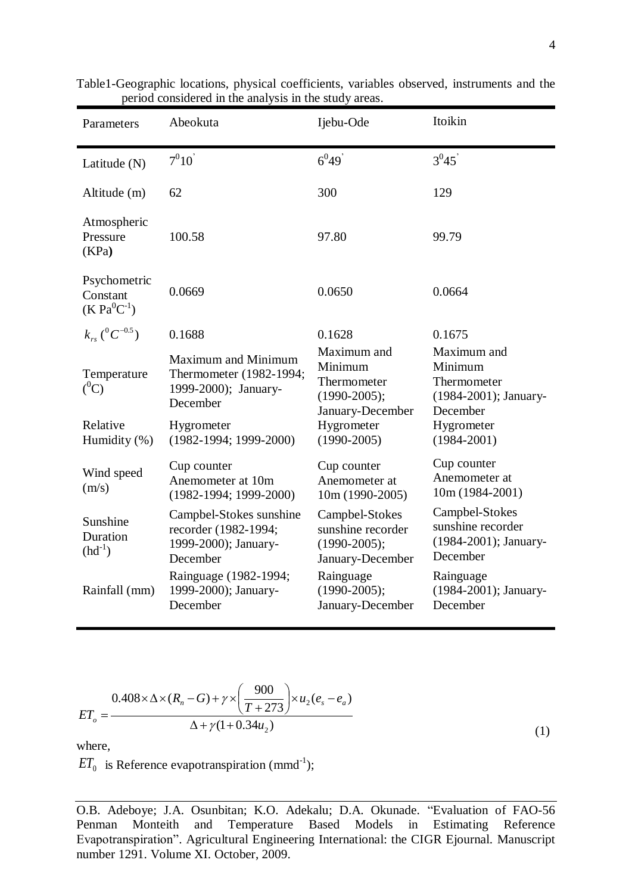Table1-Geographic locations, physical coefficients, variables observed, instruments and the period considered in the analysis in the study areas.

| Parameters | Abeokuta | Ijebu-Ode | Itoikin |
|---|---|---|---|
| Latitude (N) | $7^0 10^{'}$ | $6^0 49^{'}$ | $3^0 45^{'}$ |
| Altitude (m) | 62 | 300 | 129 |
| Atmospheric Pressure (KPa) | 100.58 | 97.80 | 99.79 |
| Psychometric Constant (K $Pa^0C^{-1}$) | 0.0669 | 0.0650 | 0.0664 |
| $k_{rs}$ ($^0C^{-0.5}$) | 0.1688 | 0.1628 | 0.1675 |
| Temperature ($^0$C) | Maximum and Minimum Thermometer (1982-1994; 1999-2000); January-December | Maximum and Minimum Thermometer (1990-2005); January-December | Maximum and Minimum Thermometer (1984-2001); January-December |
| Relative Humidity (%) | Hygrometer (1982-1994; 1999-2000) | Hygrometer (1990-2005) | Hygrometer (1984-2001) |
| Wind speed (m/s) | Cup counter Anemometer at 10m (1982-1994; 1999-2000) | Cup counter Anemometer at 10m (1990-2005) | Cup counter Anemometer at 10m (1984-2001) |
| Sunshine Duration ($hd^{-1}$) | Campbel-Stokes sunshine recorder (1982-1994; 1999-2000); January-December | Campbel-Stokes sunshine recorder (1990-2005); January-December | Campbel-Stokes sunshine recorder (1984-2001); January-December |
| Rainfall (mm) | Rainguage (1982-1994; 1999-2000); January-December | Rainguage (1990-2005); January-December | Rainguage (1984-2001); January-December |

$$ET_o = \frac{0.408 \times \Delta \times (R_n - G) + \gamma \times \left(\frac{900}{T+273}\right) \times u_2 (e_s - e_a)}{\Delta + \gamma(1 + 0.34 u_2)} \tag{1}$$

where,

$ET_0$ is Reference evapotranspiration ($mmd^{-1}$);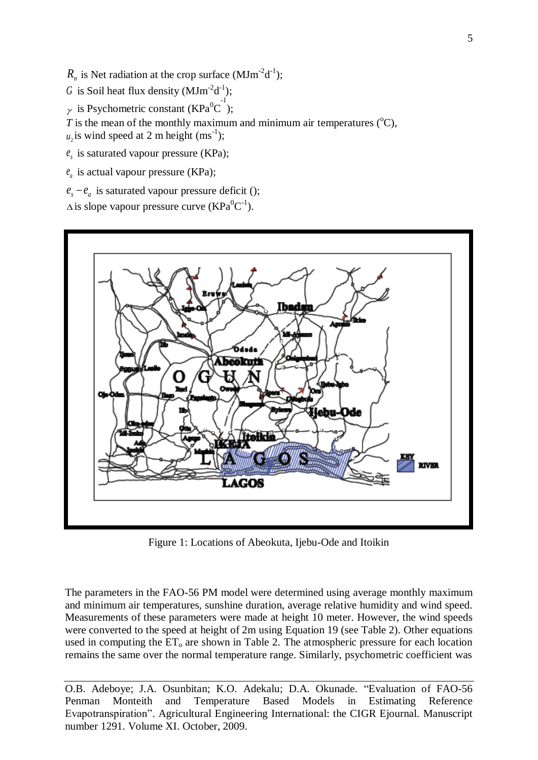$R_n$ is Net radiation at the crop surface ($MJm^{-2}d^{-1}$);

$G$ is Soil heat flux density ($MJm^{-2}d^{-1}$);

$\gamma$ is Psychometric constant ($KPa^0C^{-1}$);

$T$ is the mean of the monthly maximum and minimum air temperatures ($^oC$),

$u_2$ is wind speed at 2 m height ($ms^{-1}$);

$e_s$ is saturated vapour pressure (KPa);

$e_a$ is actual vapour pressure (KPa);

$e_s - e_a$ is saturated vapour pressure deficit ();

$\Delta$ is slope vapour pressure curve ($KPa^0C^{-1}$).

Figure 1: Locations of Abeokuta, Ijebu-Ode and Itoikin

The parameters in the FAO-56 PM model were determined using average monthly maximum and minimum air temperatures, sunshine duration, average relative humidity and wind speed. Measurements of these parameters were made at height 10 meter. However, the wind speeds were converted to the speed at height of 2m using Equation 19 (see Table 2). Other equations used in computing the $ET_o$ are shown in Table 2. The atmospheric pressure for each location remains the same over the normal temperature range. Similarly, psychometric coefficient was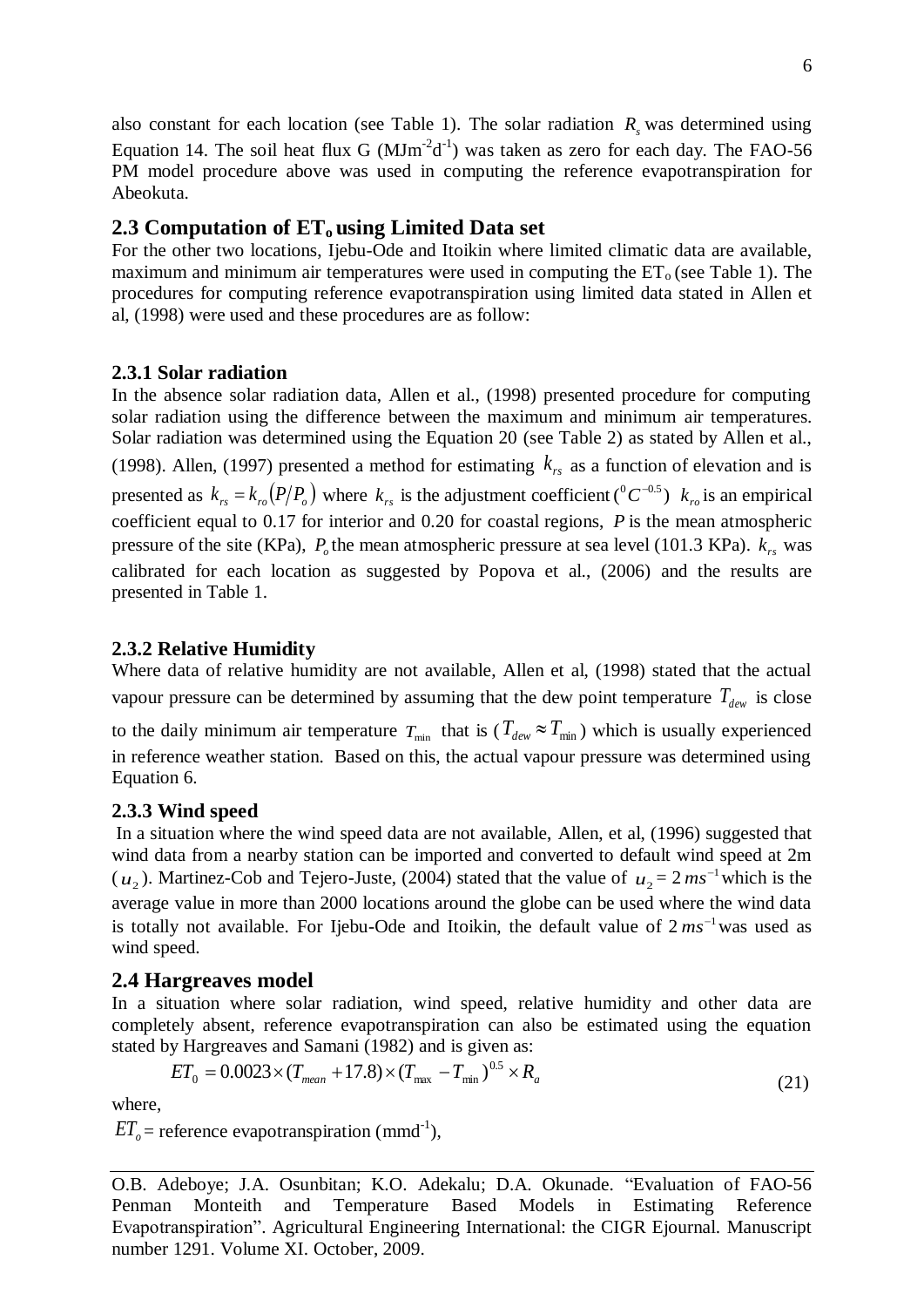also constant for each location (see Table 1). The solar radiation $R_s$ was determined using Equation 14. The soil heat flux G ($MJm^{-2}d^{-1}$) was taken as zero for each day. The FAO-56 PM model procedure above was used in computing the reference evapotranspiration for Abeokuta.

## 2.3 Computation of $ET_o$ using Limited Data set

For the other two locations, Ijebu-Ode and Itoikin where limited climatic data are available, maximum and minimum air temperatures were used in computing the $ET_o$ (see Table 1). The procedures for computing reference evapotranspiration using limited data stated in Allen et al, (1998) were used and these procedures are as follow:

### 2.3.1 Solar radiation

In the absence solar radiation data, Allen et al., (1998) presented procedure for computing solar radiation using the difference between the maximum and minimum air temperatures. Solar radiation was determined using the Equation 20 (see Table 2) as stated by Allen et al., (1998). Allen, (1997) presented a method for estimating $k_{rs}$ as a function of elevation and is presented as $k_{rs} = k_{ro}(P/P_o)$ where $k_{rs}$ is the adjustment coefficient ($^0C^{-0.5}$) $k_{ro}$ is an empirical coefficient equal to 0.17 for interior and 0.20 for coastal regions, $P$ is the mean atmospheric pressure of the site (KPa), $P_o$ the mean atmospheric pressure at sea level (101.3 KPa). $k_{rs}$ was calibrated for each location as suggested by Popova et al., (2006) and the results are presented in Table 1.

### 2.3.2 Relative Humidity

Where data of relative humidity are not available, Allen et al, (1998) stated that the actual vapour pressure can be determined by assuming that the dew point temperature $T_{dew}$ is close to the daily minimum air temperature $T_{min}$ that is ($T_{dew} \approx T_{min}$) which is usually experienced in reference weather station. Based on this, the actual vapour pressure was determined using Equation 6.

### 2.3.3 Wind speed

In a situation where the wind speed data are not available, Allen, et al, (1996) suggested that wind data from a nearby station can be imported and converted to default wind speed at 2m ($u_2$). Martinez-Cob and Tejero-Juste, (2004) stated that the value of $u_2 = 2\,ms^{-1}$ which is the average value in more than 2000 locations around the globe can be used where the wind data is totally not available. For Ijebu-Ode and Itoikin, the default value of $2\,ms^{-1}$ was used as wind speed.

## 2.4 Hargreaves model

In a situation where solar radiation, wind speed, relative humidity and other data are completely absent, reference evapotranspiration can also be estimated using the equation stated by Hargreaves and Samani (1982) and is given as:

$$ET_0 = 0.0023 \times (T_{mean} + 17.8) \times (T_{max} - T_{min})^{0.5} \times R_a \tag{21}$$

where,

$ET_o$ = reference evapotranspiration ($mmd^{-1}$),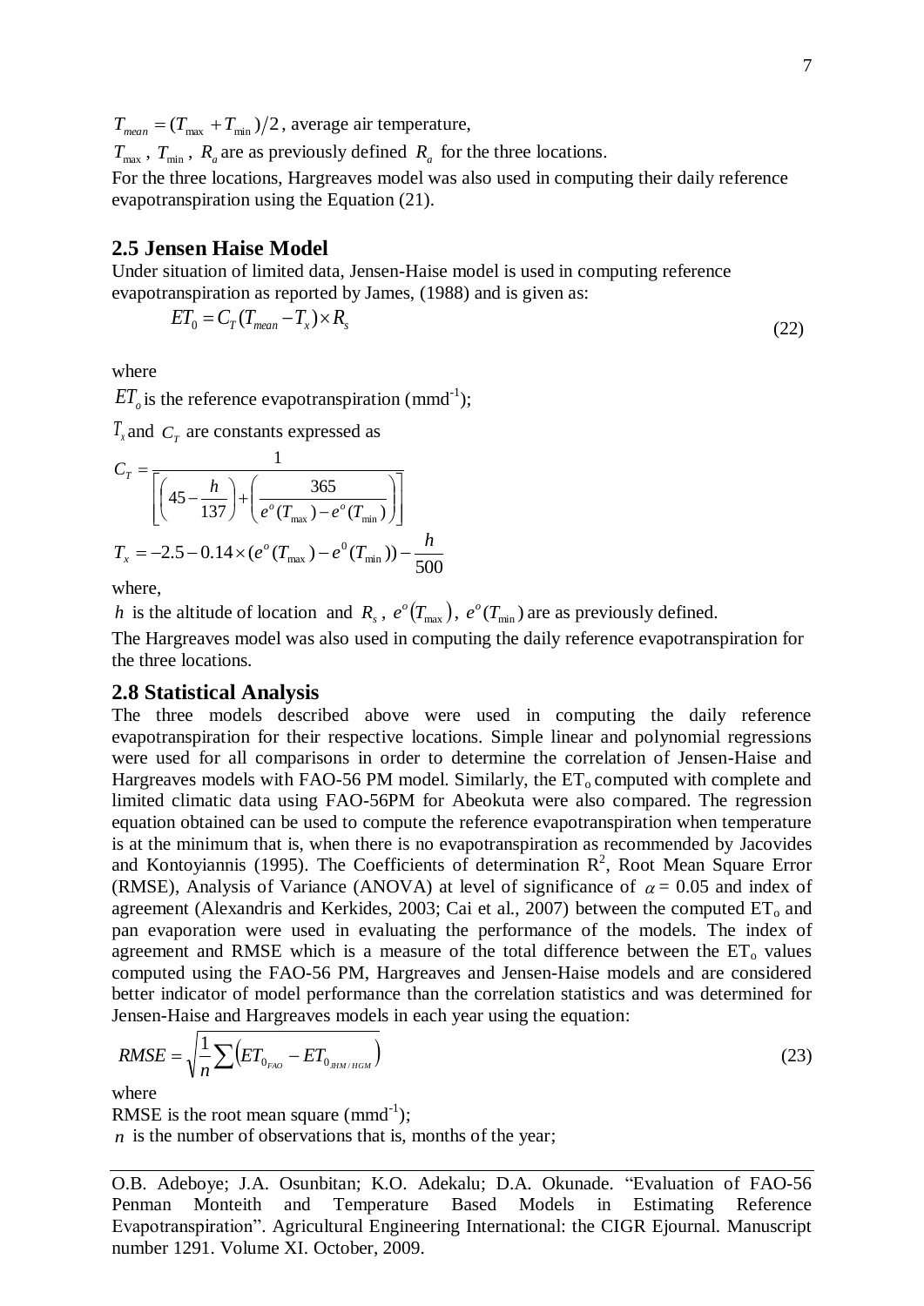$T_{mean} = (T_{max} + T_{min})/2$, average air temperature,

$T_{max}$, $T_{min}$, $R_a$ are as previously defined $R_a$ for the three locations.

For the three locations, Hargreaves model was also used in computing their daily reference evapotranspiration using the Equation (21).

## 2.5 Jensen Haise Model

Under situation of limited data, Jensen-Haise model is used in computing reference evapotranspiration as reported by James, (1988) and is given as:

$$ET_0 = C_T(T_{mean} - T_x) \times R_s \tag{22}$$

where

$ET_o$ is the reference evapotranspiration (mmd$^{-1}$);

$T_x$ and $C_T$ are constants expressed as

$$C_T = \frac{1}{\left[\left(45 - \frac{h}{137}\right) + \left(\frac{365}{e^o(T_{max}) - e^o(T_{min})}\right)\right]}$$

$$T_x = -2.5 - 0.14 \times (e^o(T_{max}) - e^0(T_{min})) - \frac{h}{500}$$

where,

$h$ is the altitude of location and $R_s$, $e^o(T_{max})$, $e^o(T_{min})$ are as previously defined.

The Hargreaves model was also used in computing the daily reference evapotranspiration for the three locations.

## 2.8 Statistical Analysis

The three models described above were used in computing the daily reference evapotranspiration for their respective locations. Simple linear and polynomial regressions were used for all comparisons in order to determine the correlation of Jensen-Haise and Hargreaves models with FAO-56 PM model. Similarly, the $ET_o$ computed with complete and limited climatic data using FAO-56PM for Abeokuta were also compared. The regression equation obtained can be used to compute the reference evapotranspiration when temperature is at the minimum that is, when there is no evapotranspiration as recommended by Jacovides and Kontoyiannis (1995). The Coefficients of determination $R^2$, Root Mean Square Error (RMSE), Analysis of Variance (ANOVA) at level of significance of $\alpha = 0.05$ and index of agreement (Alexandris and Kerkides, 2003; Cai et al., 2007) between the computed $ET_o$ and pan evaporation were used in evaluating the performance of the models. The index of agreement and RMSE which is a measure of the total difference between the $ET_o$ values computed using the FAO-56 PM, Hargreaves and Jensen-Haise models and are considered better indicator of model performance than the correlation statistics and was determined for Jensen-Haise and Hargreaves models in each year using the equation:

$$RMSE = \sqrt{\frac{1}{n}\sum\left(ET_{0_{FAO}} - ET_{0_{JHM/HGM}}\right)} \tag{23}$$

where

RMSE is the root mean square (mmd$^{-1}$);

$n$ is the number of observations that is, months of the year;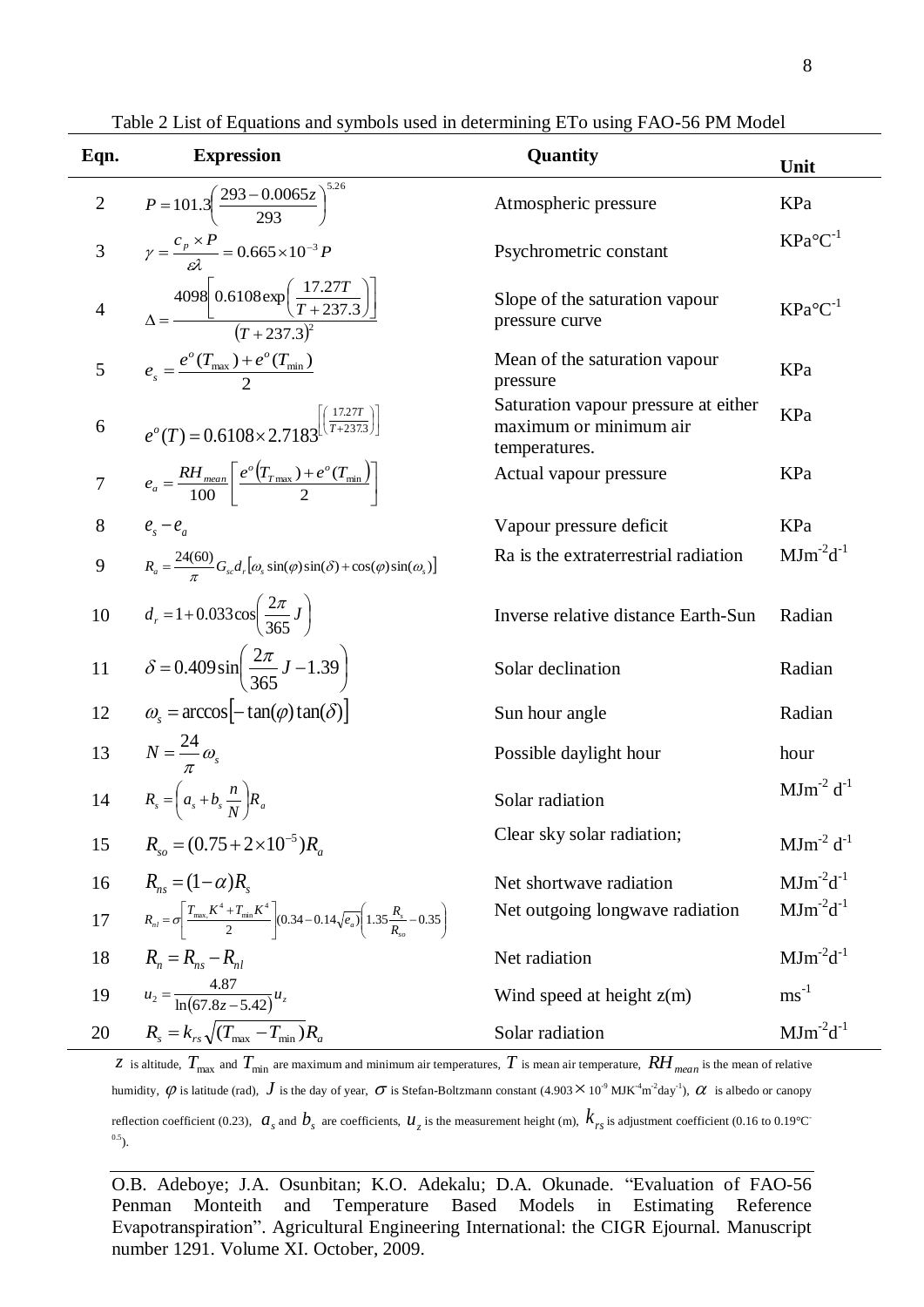Table 2 List of Equations and symbols used in determining ETo using FAO-56 PM Model

| Eqn. | Expression | Quantity | Unit |
|---|---|---|---|
| 2 | $P = 101.3\left(\frac{293 - 0.0065z}{293}\right)^{5.26}$ | Atmospheric pressure | KPa |
| 3 | $\gamma = \frac{c_p \times P}{\varepsilon\lambda} = 0.665 \times 10^{-3} P$ | Psychrometric constant | KPa°C$^{-1}$ |
| 4 | $\Delta = \frac{4098\left[0.6108\exp\left(\frac{17.27T}{T + 237.3}\right)\right]}{(T + 237.3)^2}$ | Slope of the saturation vapour pressure curve | KPa°C$^{-1}$ |
| 5 | $e_s = \frac{e^o(T_{\max}) + e^o(T_{\min})}{2}$ | Mean of the saturation vapour pressure | KPa |
| 6 | $e^o(T) = 0.6108 \times 2.7183^{\left[\left(\frac{17.27T}{T+237.3}\right)\right]}$ | Saturation vapour pressure at either maximum or minimum air temperatures. | KPa |
| 7 | $e_a = \frac{RH_{mean}}{100}\left[\frac{e^o(T_{T\max}) + e^o(T_{\min})}{2}\right]$ | Actual vapour pressure | KPa |
| 8 | $e_s - e_a$ | Vapour pressure deficit | KPa |
| 9 | $R_a = \frac{24(60)}{\pi} G_{sc} d_r \left[\omega_s \sin(\varphi)\sin(\delta) + \cos(\varphi)\sin(\omega_s)\right]$ | Ra is the extraterrestrial radiation | MJm$^{-2}$d$^{-1}$ |
| 10 | $d_r = 1 + 0.033\cos\left(\frac{2\pi}{365} J\right)$ | Inverse relative distance Earth-Sun | Radian |
| 11 | $\delta = 0.409\sin\left(\frac{2\pi}{365} J - 1.39\right)$ | Solar declination | Radian |
| 12 | $\omega_s = \arccos\left[-\tan(\varphi)\tan(\delta)\right]$ | Sun hour angle | Radian |
| 13 | $N = \frac{24}{\pi}\omega_s$ | Possible daylight hour | hour |
| 14 | $R_s = \left(a_s + b_s \frac{n}{N}\right) R_a$ | Solar radiation | MJm$^{-2}$ d$^{-1}$ |
| 15 | $R_{so} = (0.75 + 2 \times 10^{-5}) R_a$ | Clear sky solar radiation; | MJm$^{-2}$ d$^{-1}$ |
| 16 | $R_{ns} = (1 - \alpha) R_s$ | Net shortwave radiation | MJm$^{-2}$d$^{-1}$ |
| 17 | $R_{nl} = \sigma\left[\frac{T_{\max,}K^4 + T_{\min}K^4}{2}\right](0.34 - 0.14\sqrt{e_a})\left(1.35\frac{R_s}{R_{so}} - 0.35\right)$ | Net outgoing longwave radiation | MJm$^{-2}$d$^{-1}$ |
| 18 | $R_n = R_{ns} - R_{nl}$ | Net radiation | MJm$^{-2}$d$^{-1}$ |
| 19 | $u_2 = \frac{4.87}{\ln(67.8z - 5.42)} u_z$ | Wind speed at height z(m) | ms$^{-1}$ |
| 20 | $R_s = k_{rs}\sqrt{(T_{\max} - T_{\min})} R_a$ | Solar radiation | MJm$^{-2}$d$^{-1}$ |

$z$ is altitude, $T_{\max}$ and $T_{\min}$ are maximum and minimum air temperatures, $T$ is mean air temperature, $RH_{mean}$ is the mean of relative humidity, $\varphi$ is latitude (rad), $J$ is the day of year, $\sigma$ is Stefan-Boltzmann constant (4.903 × 10$^{-9}$ MJK$^{-4}$m$^{-2}$day$^{-1}$), $\alpha$ is albedo or canopy reflection coefficient (0.23), $a_s$ and $b_s$ are coefficients, $u_z$ is the measurement height (m), $k_{rs}$ is adjustment coefficient (0.16 to 0.19°C$^{-0.5}$).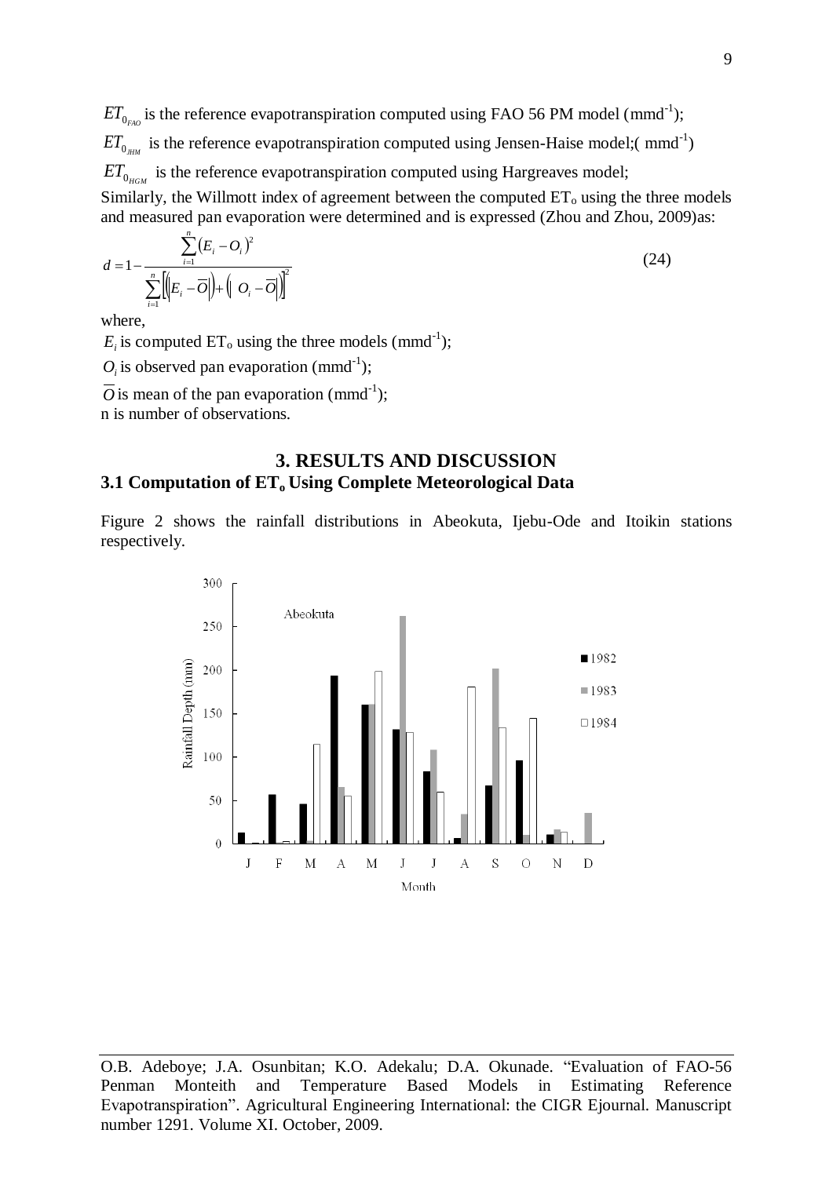$ET_{0_{FAO}}$ is the reference evapotranspiration computed using FAO 56 PM model (mmd$^{-1}$);

$ET_{0_{JHM}}$ is the reference evapotranspiration computed using Jensen-Haise model;( mmd$^{-1}$)

$ET_{0_{HGM}}$ is the reference evapotranspiration computed using Hargreaves model;

Similarly, the Willmott index of agreement between the computed $ET_o$ using the three models and measured pan evaporation were determined and is expressed (Zhou and Zhou, 2009)as:

$$d = 1 - \frac{\sum_{i=1}^{n} (E_i - O_i)^2}{\sum_{i=1}^{n} \left[ \left( \left| E_i - \overline{O} \right| \right) + \left( \left| O_i - \overline{O} \right| \right) \right]^2} \tag{24}$$

where,

$E_i$ is computed $ET_o$ using the three models (mmd$^{-1}$);

$O_i$ is observed pan evaporation (mmd$^{-1}$);

$\overline{O}$ is mean of the pan evaporation (mmd$^{-1}$);

n is number of observations.

# 3. RESULTS AND DISCUSSION

## 3.1 Computation of $ET_o$ Using Complete Meteorological Data

Figure 2 shows the rainfall distributions in Abeokuta, Ijebu-Ode and Itoikin stations respectively.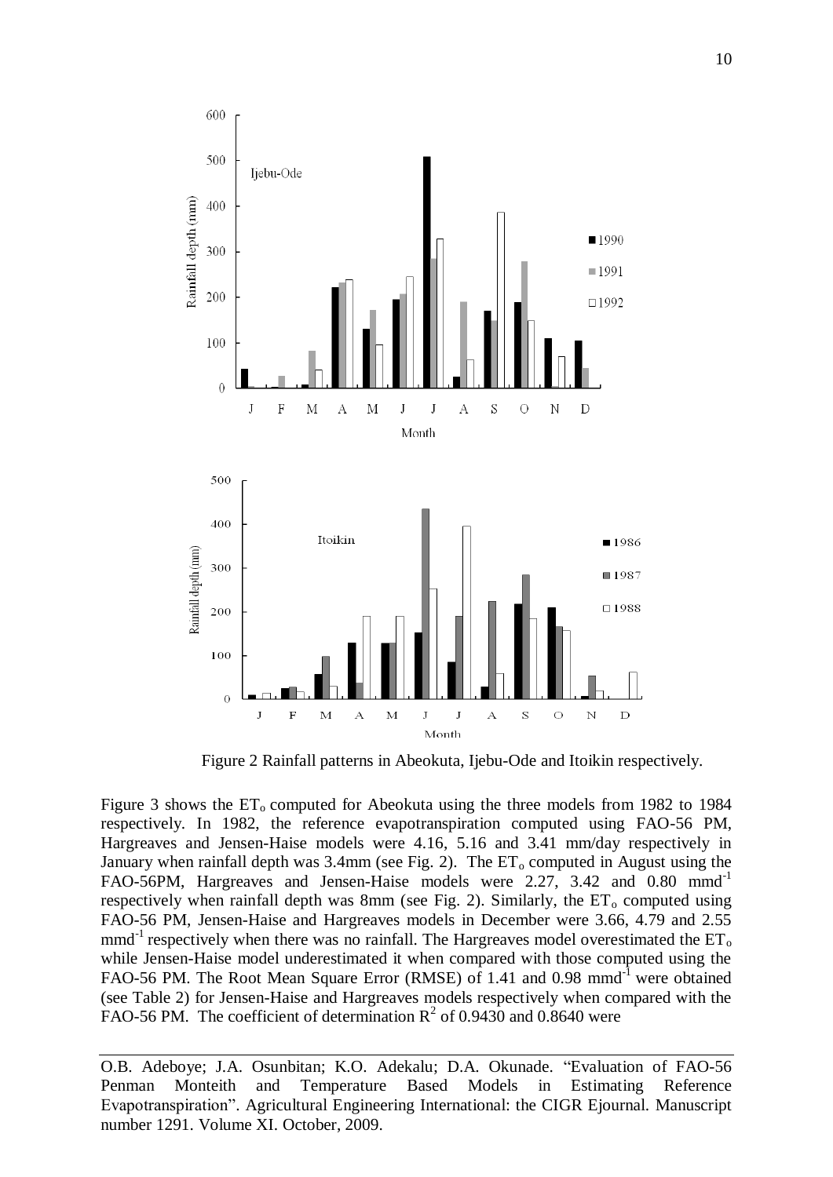Figure 2 Rainfall patterns in Abeokuta, Ijebu-Ode and Itoikin respectively.

Figure 3 shows the $ET_o$ computed for Abeokuta using the three models from 1982 to 1984 respectively. In 1982, the reference evapotranspiration computed using FAO-56 PM, Hargreaves and Jensen-Haise models were 4.16, 5.16 and 3.41 mm/day respectively in January when rainfall depth was 3.4mm (see Fig. 2). The $ET_o$ computed in August using the FAO-56PM, Hargreaves and Jensen-Haise models were 2.27, 3.42 and 0.80 $mmd^{-1}$ respectively when rainfall depth was 8mm (see Fig. 2). Similarly, the $ET_o$ computed using FAO-56 PM, Jensen-Haise and Hargreaves models in December were 3.66, 4.79 and 2.55 $mmd^{-1}$ respectively when there was no rainfall. The Hargreaves model overestimated the $ET_o$ while Jensen-Haise model underestimated it when compared with those computed using the FAO-56 PM. The Root Mean Square Error (RMSE) of 1.41 and 0.98 $mmd^{-1}$ were obtained (see Table 2) for Jensen-Haise and Hargreaves models respectively when compared with the FAO-56 PM. The coefficient of determination $R^2$ of 0.9430 and 0.8640 were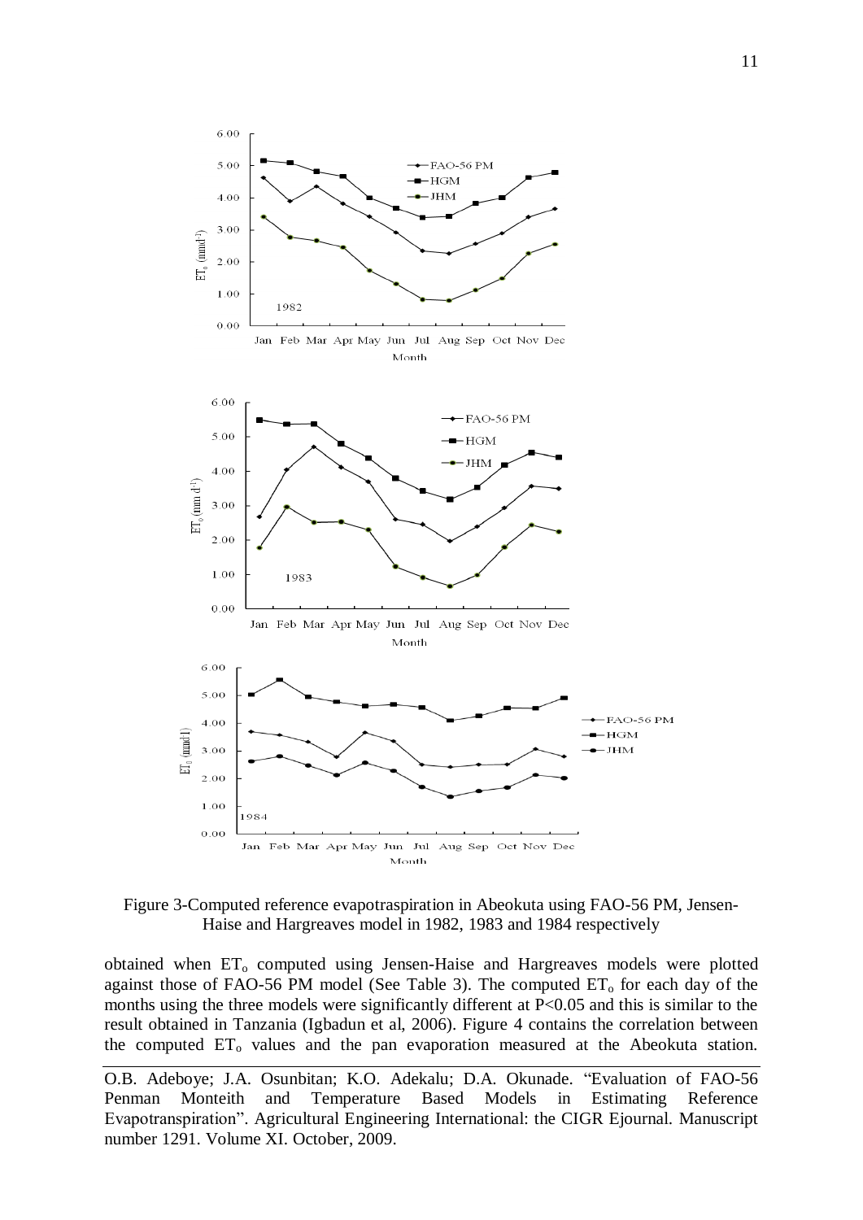Figure 3-Computed reference evapotraspiration in Abeokuta using FAO-56 PM, Jensen-Haise and Hargreaves model in 1982, 1983 and 1984 respectively

obtained when $ET_o$ computed using Jensen-Haise and Hargreaves models were plotted against those of FAO-56 PM model (See Table 3). The computed $ET_o$ for each day of the months using the three models were significantly different at $P<0.05$ and this is similar to the result obtained in Tanzania (Igbadun et al, 2006). Figure 4 contains the correlation between the computed $ET_o$ values and the pan evaporation measured at the Abeokuta station.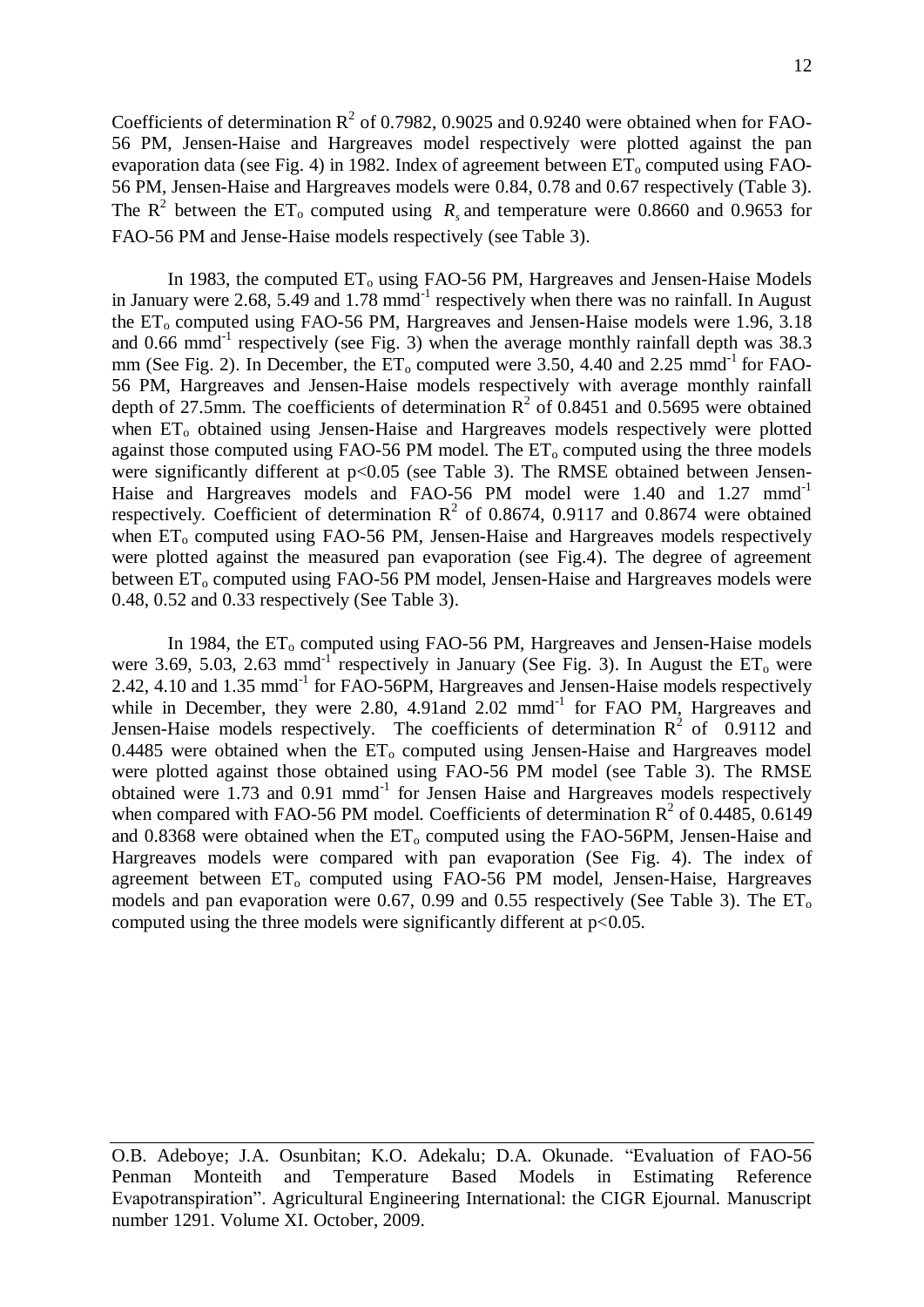Coefficients of determination $R^2$ of 0.7982, 0.9025 and 0.9240 were obtained when for FAO-56 PM, Jensen-Haise and Hargreaves model respectively were plotted against the pan evaporation data (see Fig. 4) in 1982. Index of agreement between $ET_o$ computed using FAO-56 PM, Jensen-Haise and Hargreaves models were 0.84, 0.78 and 0.67 respectively (Table 3). The $R^2$ between the $ET_o$ computed using $R_s$ and temperature were 0.8660 and 0.9653 for FAO-56 PM and Jense-Haise models respectively (see Table 3).

In 1983, the computed $ET_o$ using FAO-56 PM, Hargreaves and Jensen-Haise Models in January were 2.68, 5.49 and 1.78 $mmd^{-1}$ respectively when there was no rainfall. In August the $ET_o$ computed using FAO-56 PM, Hargreaves and Jensen-Haise models were 1.96, 3.18 and 0.66 $mmd^{-1}$ respectively (see Fig. 3) when the average monthly rainfall depth was 38.3 mm (See Fig. 2). In December, the $ET_o$ computed were 3.50, 4.40 and 2.25 $mmd^{-1}$ for FAO-56 PM, Hargreaves and Jensen-Haise models respectively with average monthly rainfall depth of 27.5mm. The coefficients of determination $R^2$ of 0.8451 and 0.5695 were obtained when $ET_o$ obtained using Jensen-Haise and Hargreaves models respectively were plotted against those computed using FAO-56 PM model. The $ET_o$ computed using the three models were significantly different at $p<0.05$ (see Table 3). The RMSE obtained between Jensen-Haise and Hargreaves models and FAO-56 PM model were 1.40 and 1.27 $mmd^{-1}$ respectively. Coefficient of determination $R^2$ of 0.8674, 0.9117 and 0.8674 were obtained when $ET_o$ computed using FAO-56 PM, Jensen-Haise and Hargreaves models respectively were plotted against the measured pan evaporation (see Fig.4). The degree of agreement between $ET_o$ computed using FAO-56 PM model, Jensen-Haise and Hargreaves models were 0.48, 0.52 and 0.33 respectively (See Table 3).

In 1984, the $ET_o$ computed using FAO-56 PM, Hargreaves and Jensen-Haise models were 3.69, 5.03, 2.63 $mmd^{-1}$ respectively in January (See Fig. 3). In August the $ET_o$ were 2.42, 4.10 and 1.35 $mmd^{-1}$ for FAO-56PM, Hargreaves and Jensen-Haise models respectively while in December, they were 2.80, 4.91and 2.02 $mmd^{-1}$ for FAO PM, Hargreaves and Jensen-Haise models respectively. The coefficients of determination $R^2$ of 0.9112 and 0.4485 were obtained when the $ET_o$ computed using Jensen-Haise and Hargreaves model were plotted against those obtained using FAO-56 PM model (see Table 3). The RMSE obtained were 1.73 and 0.91 $mmd^{-1}$ for Jensen Haise and Hargreaves models respectively when compared with FAO-56 PM model. Coefficients of determination $R^2$ of 0.4485, 0.6149 and 0.8368 were obtained when the $ET_o$ computed using the FAO-56PM, Jensen-Haise and Hargreaves models were compared with pan evaporation (See Fig. 4). The index of agreement between $ET_o$ computed using FAO-56 PM model, Jensen-Haise, Hargreaves models and pan evaporation were 0.67, 0.99 and 0.55 respectively (See Table 3). The $ET_o$ computed using the three models were significantly different at $p<0.05$.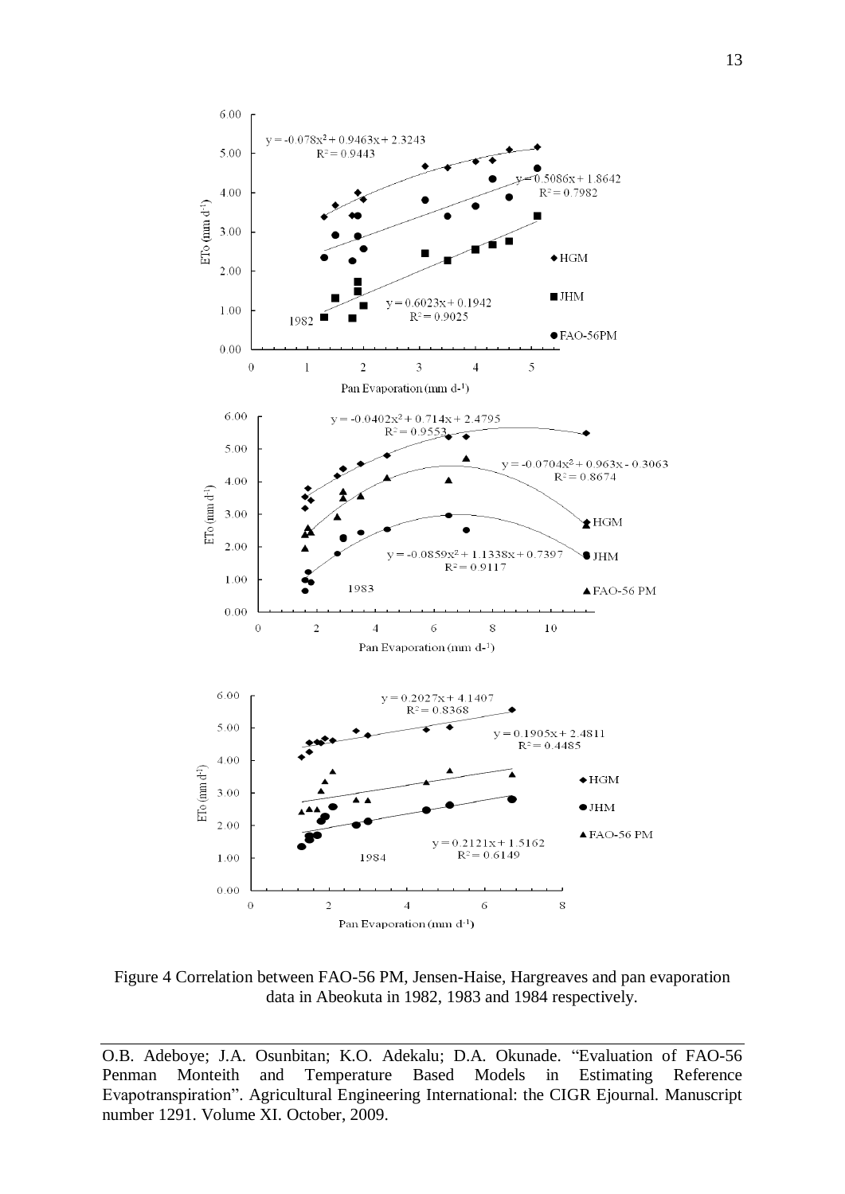Figure 4 Correlation between FAO-56 PM, Jensen-Haise, Hargreaves and pan evaporation data in Abeokuta in 1982, 1983 and 1984 respectively.

O.B. Adeboye; J.A. Osunbitan; K.O. Adekalu; D.A. Okunade. "Evaluation of FAO-56 Penman Monteith and Temperature Based Models in Estimating Reference Evapotranspiration". Agricultural Engineering International: the CIGR Ejournal. Manuscript number 1291. Volume XI. October, 2009.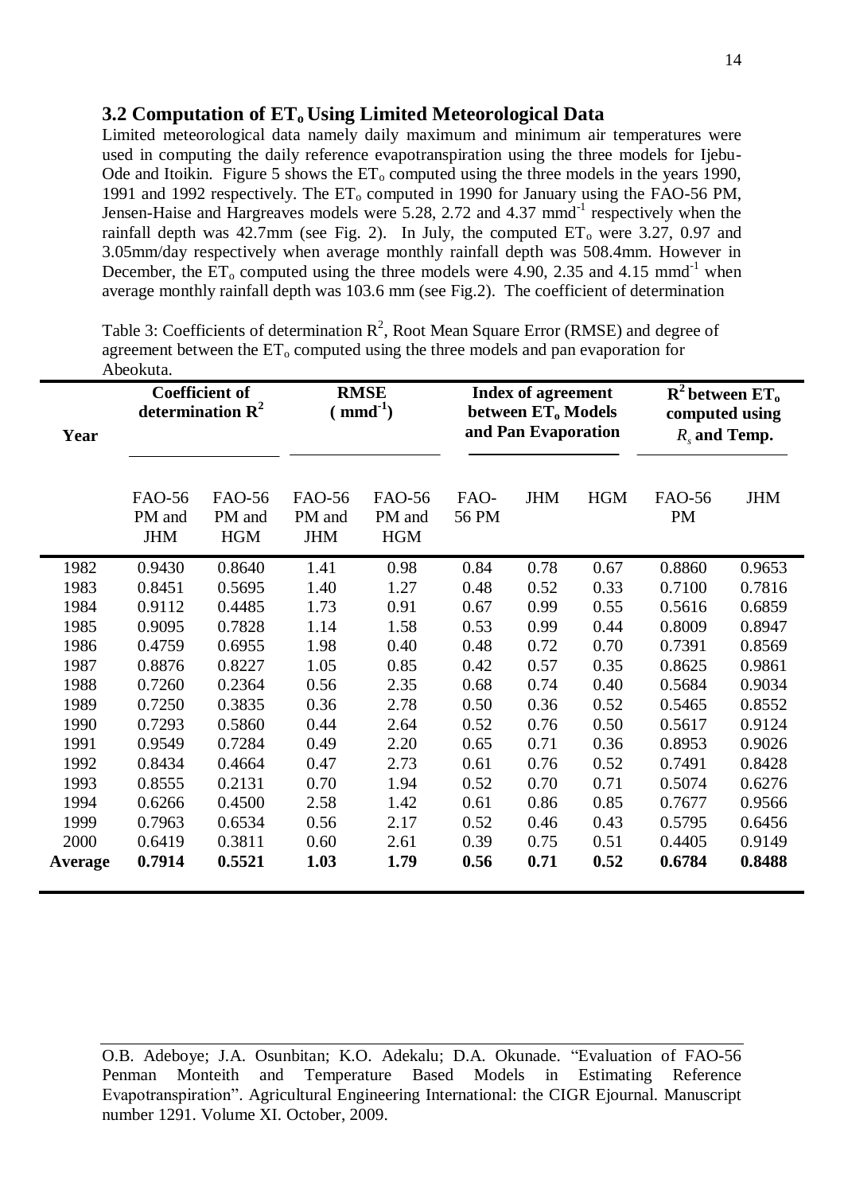### 3.2 Computation of $ET_o$ Using Limited Meteorological Data

Limited meteorological data namely daily maximum and minimum air temperatures were used in computing the daily reference evapotranspiration using the three models for Ijebu-Ode and Itoikin. Figure 5 shows the $ET_o$ computed using the three models in the years 1990, 1991 and 1992 respectively. The $ET_o$ computed in 1990 for January using the FAO-56 PM, Jensen-Haise and Hargreaves models were 5.28, 2.72 and 4.37 $mmd^{-1}$ respectively when the rainfall depth was 42.7mm (see Fig. 2). In July, the computed $ET_o$ were 3.27, 0.97 and 3.05mm/day respectively when average monthly rainfall depth was 508.4mm. However in December, the $ET_o$ computed using the three models were 4.90, 2.35 and 4.15 $mmd^{-1}$ when average monthly rainfall depth was 103.6 mm (see Fig.2). The coefficient of determination

Table 3: Coefficients of determination $R^2$, Root Mean Square Error (RMSE) and degree of agreement between the $ET_o$ computed using the three models and pan evaporation for Abeokuta.

| Year | Coefficient of determination $R^2$ | | RMSE ( $mmd^{-1}$) | | Index of agreement between $ET_o$ Models and Pan Evaporation | | | $R^2$ between $ET_o$ computed using $R_s$ and Temp. | |
|---|---|---|---|---|---|---|---|---|---|
| | FAO-56 PM and JHM | FAO-56 PM and HGM | FAO-56 PM and JHM | FAO-56 PM and HGM | FAO-56 PM | JHM | HGM | FAO-56 PM | JHM |
| 1982 | 0.9430 | 0.8640 | 1.41 | 0.98 | 0.84 | 0.78 | 0.67 | 0.8860 | 0.9653 |
| 1983 | 0.8451 | 0.5695 | 1.40 | 1.27 | 0.48 | 0.52 | 0.33 | 0.7100 | 0.7816 |
| 1984 | 0.9112 | 0.4485 | 1.73 | 0.91 | 0.67 | 0.99 | 0.55 | 0.5616 | 0.6859 |
| 1985 | 0.9095 | 0.7828 | 1.14 | 1.58 | 0.53 | 0.99 | 0.44 | 0.8009 | 0.8947 |
| 1986 | 0.4759 | 0.6955 | 1.98 | 0.40 | 0.48 | 0.72 | 0.70 | 0.7391 | 0.8569 |
| 1987 | 0.8876 | 0.8227 | 1.05 | 0.85 | 0.42 | 0.57 | 0.35 | 0.8625 | 0.9861 |
| 1988 | 0.7260 | 0.2364 | 0.56 | 2.35 | 0.68 | 0.74 | 0.40 | 0.5684 | 0.9034 |
| 1989 | 0.7250 | 0.3835 | 0.36 | 2.78 | 0.50 | 0.36 | 0.52 | 0.5465 | 0.8552 |
| 1990 | 0.7293 | 0.5860 | 0.44 | 2.64 | 0.52 | 0.76 | 0.50 | 0.5617 | 0.9124 |
| 1991 | 0.9549 | 0.7284 | 0.49 | 2.20 | 0.65 | 0.71 | 0.36 | 0.8953 | 0.9026 |
| 1992 | 0.8434 | 0.4664 | 0.47 | 2.73 | 0.61 | 0.76 | 0.52 | 0.7491 | 0.8428 |
| 1993 | 0.8555 | 0.2131 | 0.70 | 1.94 | 0.52 | 0.70 | 0.71 | 0.5074 | 0.6276 |
| 1994 | 0.6266 | 0.4500 | 2.58 | 1.42 | 0.61 | 0.86 | 0.85 | 0.7677 | 0.9566 |
| 1999 | 0.7963 | 0.6534 | 0.56 | 2.17 | 0.52 | 0.46 | 0.43 | 0.5795 | 0.6456 |
| 2000 | 0.6419 | 0.3811 | 0.60 | 2.61 | 0.39 | 0.75 | 0.51 | 0.4405 | 0.9149 |
| **Average** | **0.7914** | **0.5521** | **1.03** | **1.79** | **0.56** | **0.71** | **0.52** | **0.6784** | **0.8488** |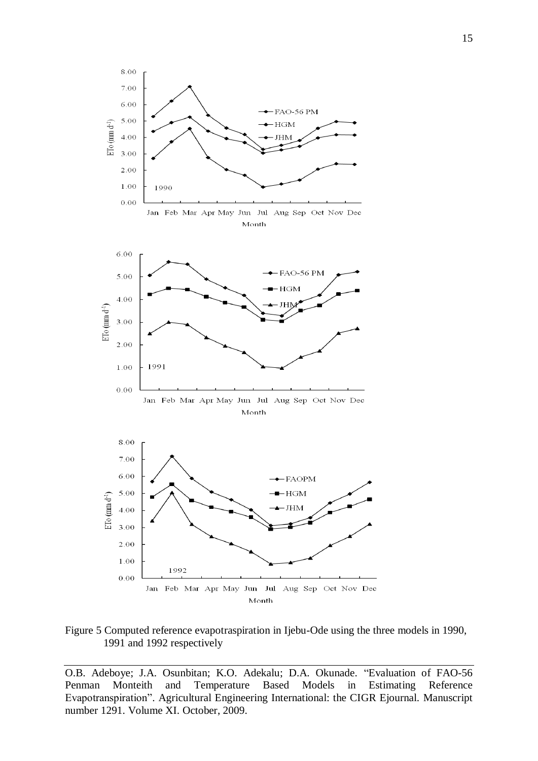Figure 5 Computed reference evapotraspiration in Ijebu-Ode using the three models in 1990, 1991 and 1992 respectively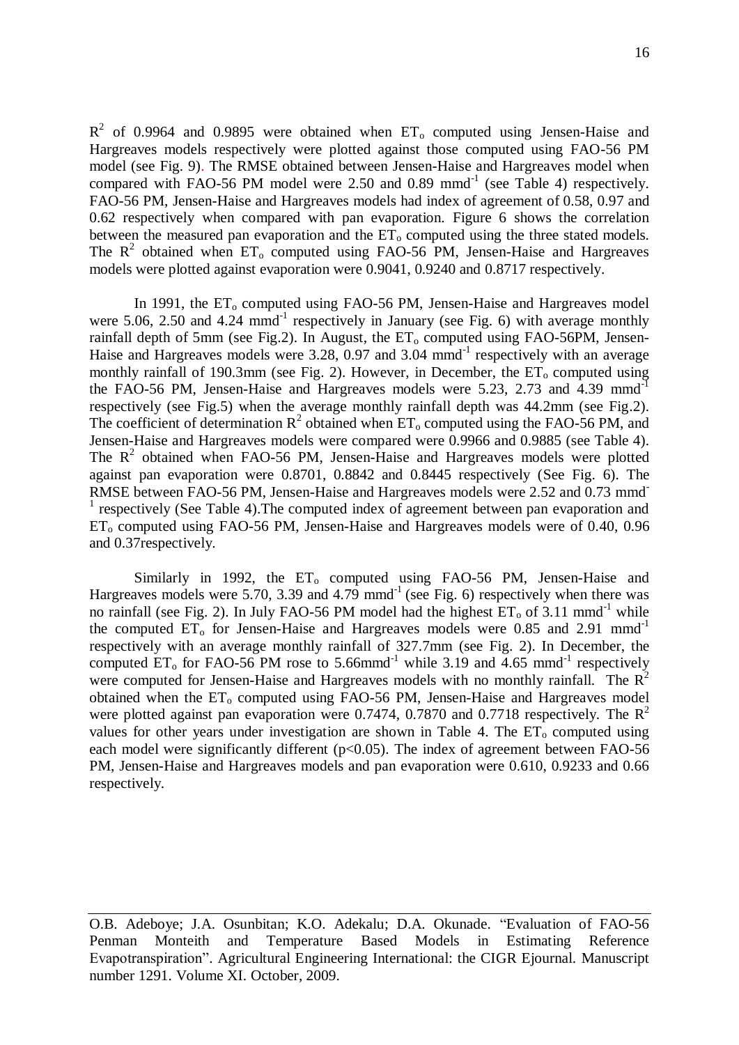$R^2$ of 0.9964 and 0.9895 were obtained when $ET_o$ computed using Jensen-Haise and Hargreaves models respectively were plotted against those computed using FAO-56 PM model (see Fig. 9). The RMSE obtained between Jensen-Haise and Hargreaves model when compared with FAO-56 PM model were 2.50 and 0.89 $mmd^{-1}$ (see Table 4) respectively. FAO-56 PM, Jensen-Haise and Hargreaves models had index of agreement of 0.58, 0.97 and 0.62 respectively when compared with pan evaporation. Figure 6 shows the correlation between the measured pan evaporation and the $ET_o$ computed using the three stated models. The $R^2$ obtained when $ET_o$ computed using FAO-56 PM, Jensen-Haise and Hargreaves models were plotted against evaporation were 0.9041, 0.9240 and 0.8717 respectively.

In 1991, the $ET_o$ computed using FAO-56 PM, Jensen-Haise and Hargreaves model were 5.06, 2.50 and 4.24 $mmd^{-1}$ respectively in January (see Fig. 6) with average monthly rainfall depth of 5mm (see Fig.2). In August, the $ET_o$ computed using FAO-56PM, Jensen-Haise and Hargreaves models were 3.28, 0.97 and 3.04 $mmd^{-1}$ respectively with an average monthly rainfall of 190.3mm (see Fig. 2). However, in December, the $ET_o$ computed using the FAO-56 PM, Jensen-Haise and Hargreaves models were 5.23, 2.73 and 4.39 $mmd^{-1}$ respectively (see Fig.5) when the average monthly rainfall depth was 44.2mm (see Fig.2). The coefficient of determination $R^2$ obtained when $ET_o$ computed using the FAO-56 PM, and Jensen-Haise and Hargreaves models were compared were 0.9966 and 0.9885 (see Table 4). The $R^2$ obtained when FAO-56 PM, Jensen-Haise and Hargreaves models were plotted against pan evaporation were 0.8701, 0.8842 and 0.8445 respectively (See Fig. 6). The RMSE between FAO-56 PM, Jensen-Haise and Hargreaves models were 2.52 and 0.73 $mmd^{-1}$ respectively (See Table 4).The computed index of agreement between pan evaporation and $ET_o$ computed using FAO-56 PM, Jensen-Haise and Hargreaves models were of 0.40, 0.96 and 0.37respectively.

Similarly in 1992, the $ET_o$ computed using FAO-56 PM, Jensen-Haise and Hargreaves models were 5.70, 3.39 and 4.79 $mmd^{-1}$ (see Fig. 6) respectively when there was no rainfall (see Fig. 2). In July FAO-56 PM model had the highest $ET_o$ of 3.11 $mmd^{-1}$ while the computed $ET_o$ for Jensen-Haise and Hargreaves models were 0.85 and 2.91 $mmd^{-1}$ respectively with an average monthly rainfall of 327.7mm (see Fig. 2). In December, the computed $ET_o$ for FAO-56 PM rose to 5.66$mmd^{-1}$ while 3.19 and 4.65 $mmd^{-1}$ respectively were computed for Jensen-Haise and Hargreaves models with no monthly rainfall. The $R^2$ obtained when the $ET_o$ computed using FAO-56 PM, Jensen-Haise and Hargreaves model were plotted against pan evaporation were 0.7474, 0.7870 and 0.7718 respectively. The $R^2$ values for other years under investigation are shown in Table 4. The $ET_o$ computed using each model were significantly different ($p<0.05$). The index of agreement between FAO-56 PM, Jensen-Haise and Hargreaves models and pan evaporation were 0.610, 0.9233 and 0.66 respectively.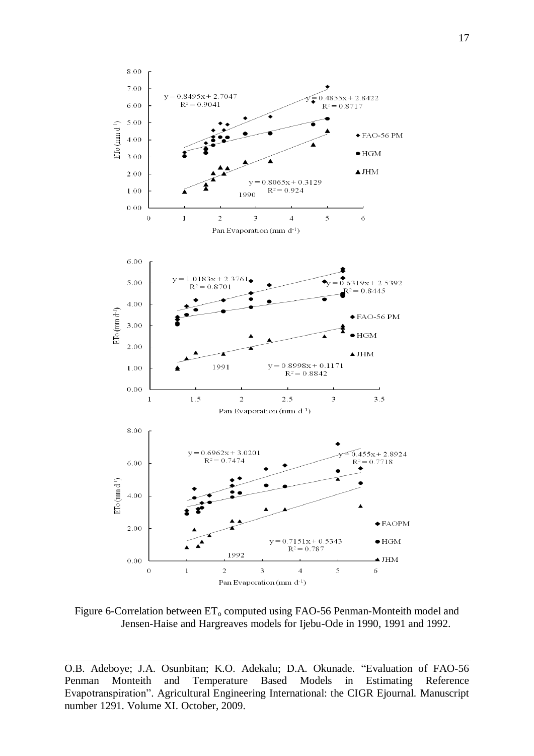Figure 6-Correlation between $ET_o$ computed using FAO-56 Penman-Monteith model and Jensen-Haise and Hargreaves models for Ijebu-Ode in 1990, 1991 and 1992.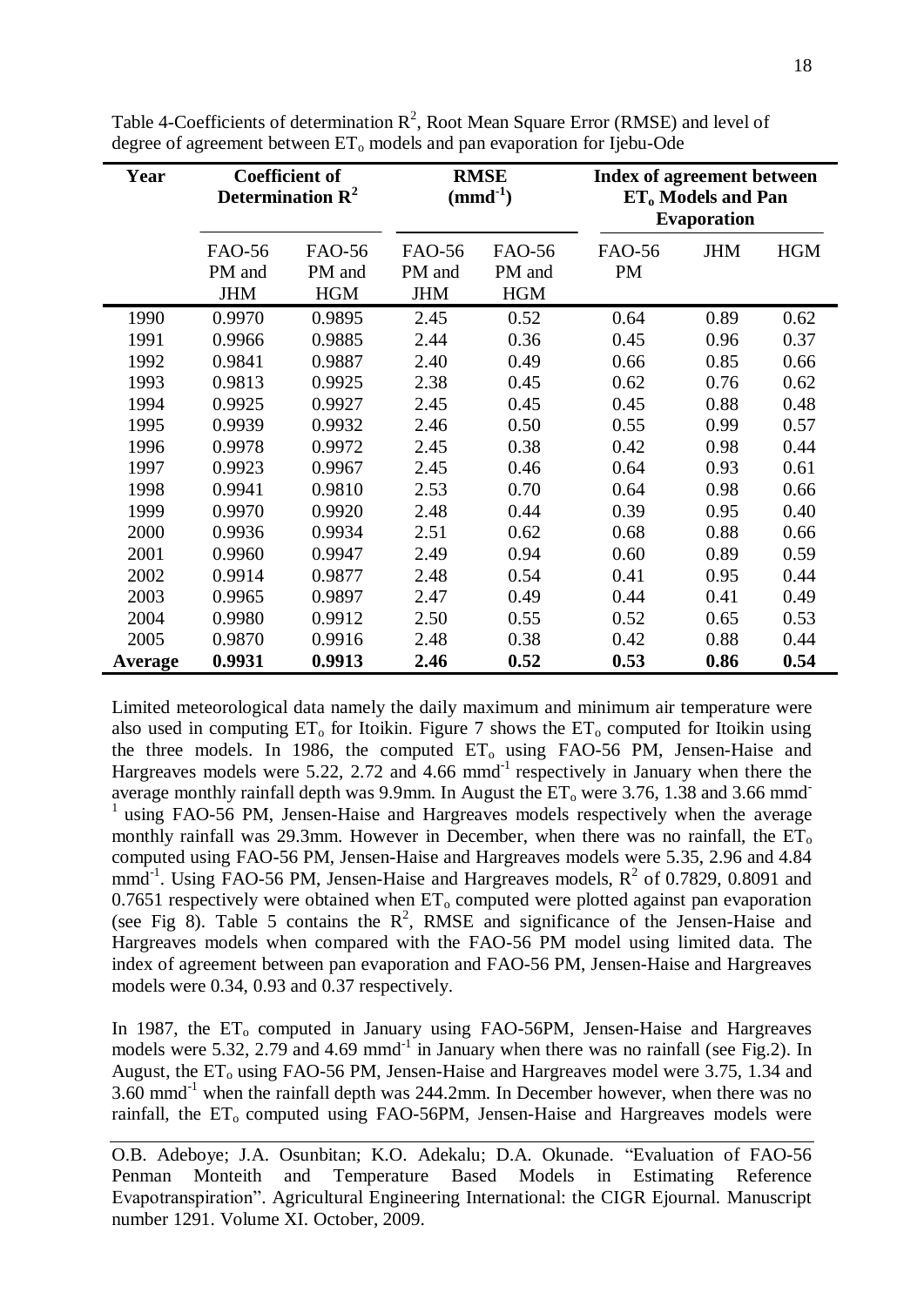Table 4-Coefficients of determination $R^2$, Root Mean Square Error (RMSE) and level of degree of agreement between $ET_o$ models and pan evaporation for Ijebu-Ode

| Year | Coefficient of Determination $R^2$ | | RMSE ($mmd^{-1}$) | | Index of agreement between $ET_o$ Models and Pan Evaporation | | |
|---|---|---|---|---|---|---|---|
| | FAO-56 PM and JHM | FAO-56 PM and HGM | FAO-56 PM and JHM | FAO-56 PM and HGM | FAO-56 PM | JHM | HGM |
| 1990 | 0.9970 | 0.9895 | 2.45 | 0.52 | 0.64 | 0.89 | 0.62 |
| 1991 | 0.9966 | 0.9885 | 2.44 | 0.36 | 0.45 | 0.96 | 0.37 |
| 1992 | 0.9841 | 0.9887 | 2.40 | 0.49 | 0.66 | 0.85 | 0.66 |
| 1993 | 0.9813 | 0.9925 | 2.38 | 0.45 | 0.62 | 0.76 | 0.62 |
| 1994 | 0.9925 | 0.9927 | 2.45 | 0.45 | 0.45 | 0.88 | 0.48 |
| 1995 | 0.9939 | 0.9932 | 2.46 | 0.50 | 0.55 | 0.99 | 0.57 |
| 1996 | 0.9978 | 0.9972 | 2.45 | 0.38 | 0.42 | 0.98 | 0.44 |
| 1997 | 0.9923 | 0.9967 | 2.45 | 0.46 | 0.64 | 0.93 | 0.61 |
| 1998 | 0.9941 | 0.9810 | 2.53 | 0.70 | 0.64 | 0.98 | 0.66 |
| 1999 | 0.9970 | 0.9920 | 2.48 | 0.44 | 0.39 | 0.95 | 0.40 |
| 2000 | 0.9936 | 0.9934 | 2.51 | 0.62 | 0.68 | 0.88 | 0.66 |
| 2001 | 0.9960 | 0.9947 | 2.49 | 0.94 | 0.60 | 0.89 | 0.59 |
| 2002 | 0.9914 | 0.9877 | 2.48 | 0.54 | 0.41 | 0.95 | 0.44 |
| 2003 | 0.9965 | 0.9897 | 2.47 | 0.49 | 0.44 | 0.41 | 0.49 |
| 2004 | 0.9980 | 0.9912 | 2.50 | 0.55 | 0.52 | 0.65 | 0.53 |
| 2005 | 0.9870 | 0.9916 | 2.48 | 0.38 | 0.42 | 0.88 | 0.44 |
| **Average** | **0.9931** | **0.9913** | **2.46** | **0.52** | **0.53** | **0.86** | **0.54** |

Limited meteorological data namely the daily maximum and minimum air temperature were also used in computing $ET_o$ for Itoikin. Figure 7 shows the $ET_o$ computed for Itoikin using the three models. In 1986, the computed $ET_o$ using FAO-56 PM, Jensen-Haise and Hargreaves models were 5.22, 2.72 and 4.66 $mmd^{-1}$ respectively in January when there the average monthly rainfall depth was 9.9mm. In August the $ET_o$ were 3.76, 1.38 and 3.66 $mmd^{-1}$ using FAO-56 PM, Jensen-Haise and Hargreaves models respectively when the average monthly rainfall was 29.3mm. However in December, when there was no rainfall, the $ET_o$ computed using FAO-56 PM, Jensen-Haise and Hargreaves models were 5.35, 2.96 and 4.84 $mmd^{-1}$. Using FAO-56 PM, Jensen-Haise and Hargreaves models, $R^2$ of 0.7829, 0.8091 and 0.7651 respectively were obtained when $ET_o$ computed were plotted against pan evaporation (see Fig 8). Table 5 contains the $R^2$, RMSE and significance of the Jensen-Haise and Hargreaves models when compared with the FAO-56 PM model using limited data. The index of agreement between pan evaporation and FAO-56 PM, Jensen-Haise and Hargreaves models were 0.34, 0.93 and 0.37 respectively.

In 1987, the $ET_o$ computed in January using FAO-56PM, Jensen-Haise and Hargreaves models were 5.32, 2.79 and 4.69 $mmd^{-1}$ in January when there was no rainfall (see Fig.2). In August, the $ET_o$ using FAO-56 PM, Jensen-Haise and Hargreaves model were 3.75, 1.34 and 3.60 $mmd^{-1}$ when the rainfall depth was 244.2mm. In December however, when there was no rainfall, the $ET_o$ computed using FAO-56PM, Jensen-Haise and Hargreaves models were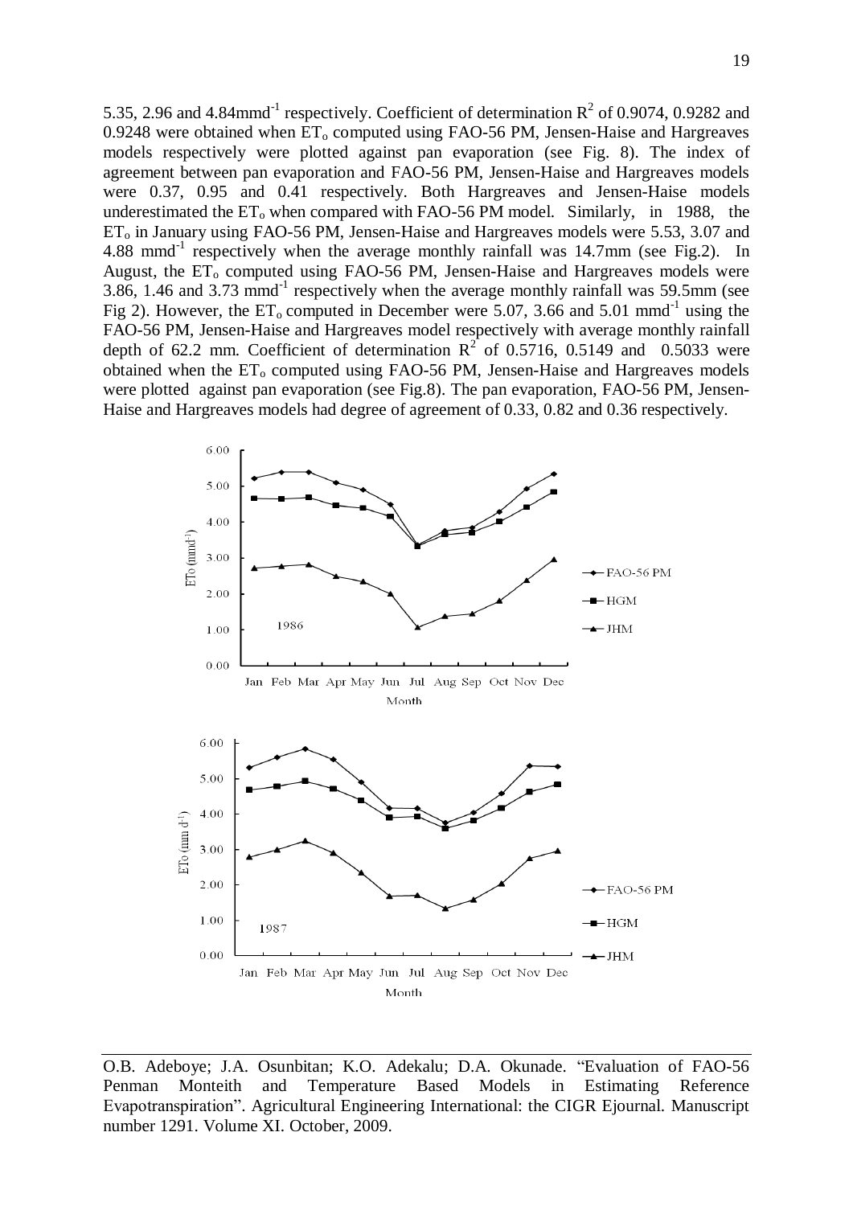5.35, 2.96 and 4.84mmd$^{-1}$ respectively. Coefficient of determination $R^2$ of 0.9074, 0.9282 and 0.9248 were obtained when $ET_o$ computed using FAO-56 PM, Jensen-Haise and Hargreaves models respectively were plotted against pan evaporation (see Fig. 8). The index of agreement between pan evaporation and FAO-56 PM, Jensen-Haise and Hargreaves models were 0.37, 0.95 and 0.41 respectively. Both Hargreaves and Jensen-Haise models underestimated the $ET_o$ when compared with FAO-56 PM model. Similarly, in 1988, the $ET_o$ in January using FAO-56 PM, Jensen-Haise and Hargreaves models were 5.53, 3.07 and 4.88 mmd$^{-1}$ respectively when the average monthly rainfall was 14.7mm (see Fig.2). In August, the $ET_o$ computed using FAO-56 PM, Jensen-Haise and Hargreaves models were 3.86, 1.46 and 3.73 mmd$^{-1}$ respectively when the average monthly rainfall was 59.5mm (see Fig 2). However, the $ET_o$ computed in December were 5.07, 3.66 and 5.01 mmd$^{-1}$ using the FAO-56 PM, Jensen-Haise and Hargreaves model respectively with average monthly rainfall depth of 62.2 mm. Coefficient of determination $R^2$ of 0.5716, 0.5149 and 0.5033 were obtained when the $ET_o$ computed using FAO-56 PM, Jensen-Haise and Hargreaves models were plotted against pan evaporation (see Fig.8). The pan evaporation, FAO-56 PM, Jensen-Haise and Hargreaves models had degree of agreement of 0.33, 0.82 and 0.36 respectively.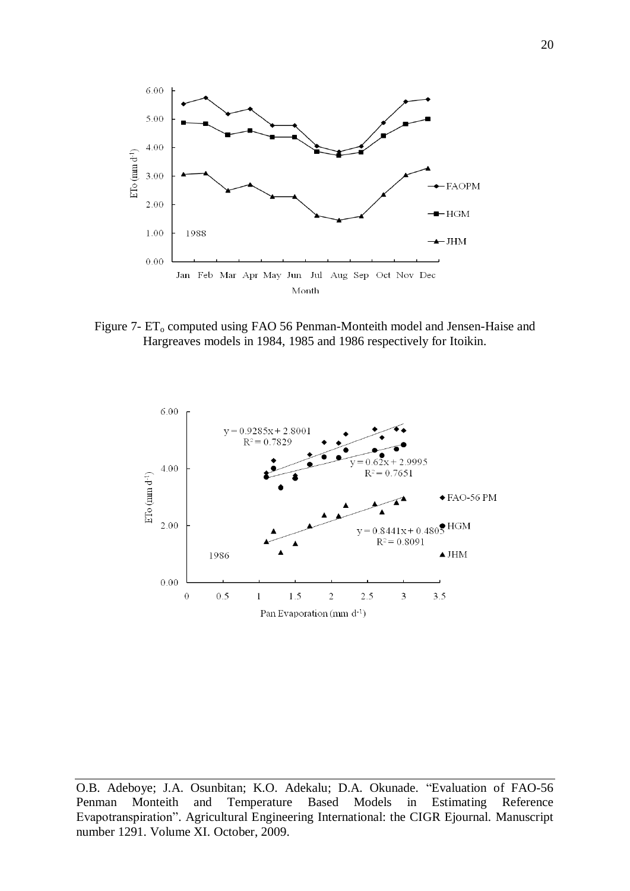Figure 7- $ET_o$ computed using FAO 56 Penman-Monteith model and Jensen-Haise and Hargreaves models in 1984, 1985 and 1986 respectively for Itoikin.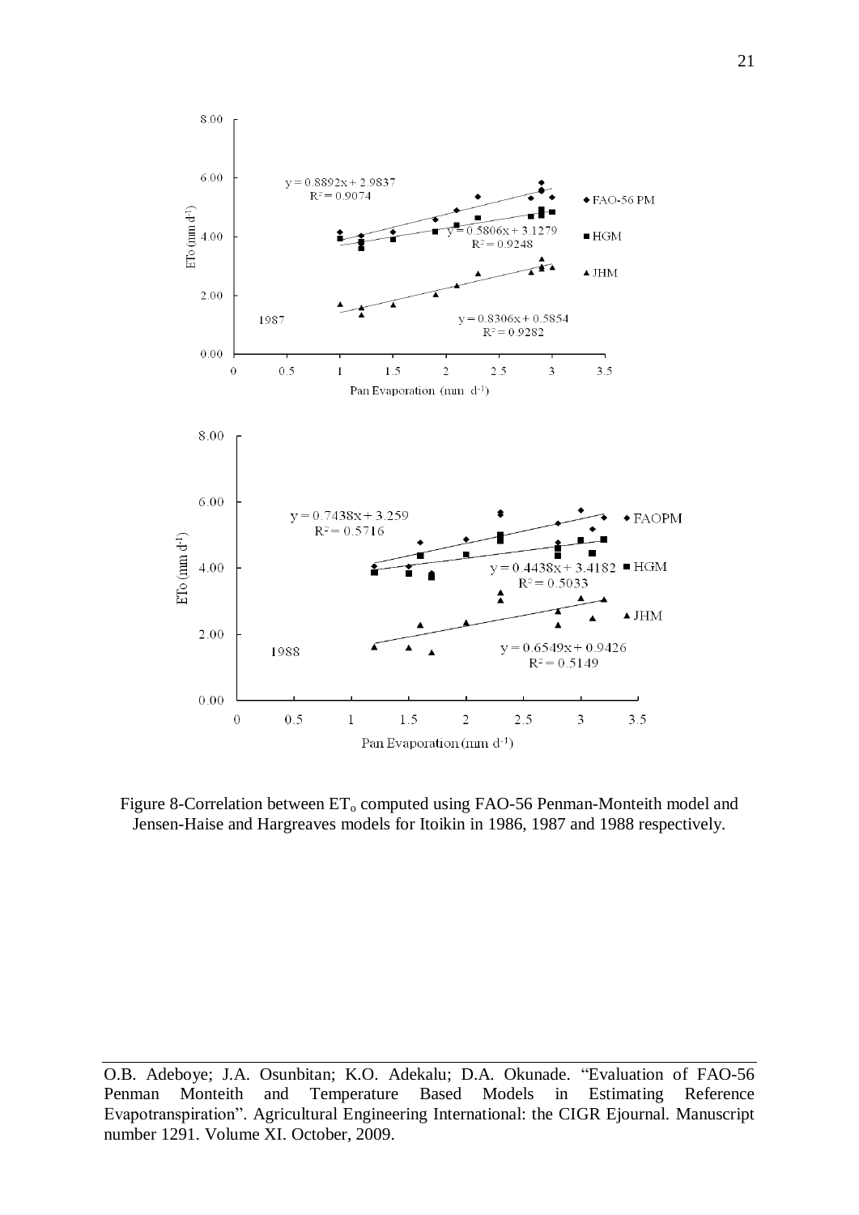Figure 8-Correlation between $ET_o$ computed using FAO-56 Penman-Monteith model and Jensen-Haise and Hargreaves models for Itoikin in 1986, 1987 and 1988 respectively.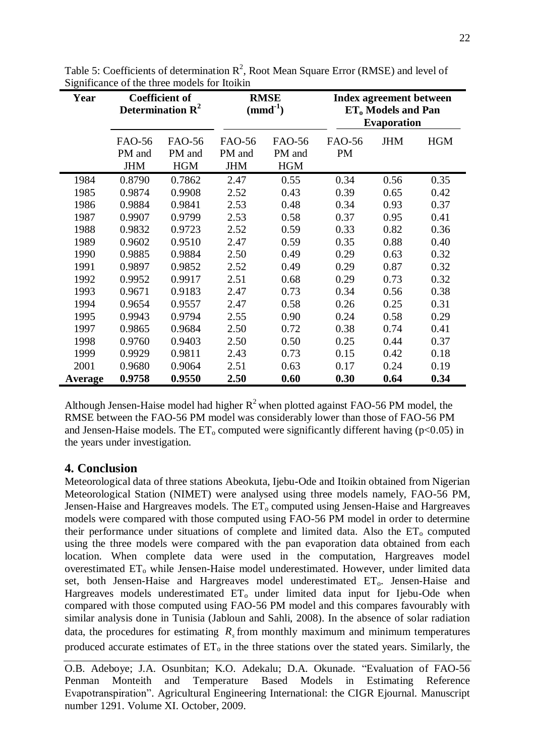Table 5: Coefficients of determination $R^2$, Root Mean Square Error (RMSE) and level of Significance of the three models for Itoikin

| Year | Coefficient of Determination $R^2$ | | RMSE ($mmd^{-1}$) | | Index agreement between $ET_o$ Models and Pan Evaporation | | |
|---|---|---|---|---|---|---|---|
| | FAO-56 PM and JHM | FAO-56 PM and HGM | FAO-56 PM and JHM | FAO-56 PM and HGM | FAO-56 PM | JHM | HGM |
| 1984 | 0.8790 | 0.7862 | 2.47 | 0.55 | 0.34 | 0.56 | 0.35 |
| 1985 | 0.9874 | 0.9908 | 2.52 | 0.43 | 0.39 | 0.65 | 0.42 |
| 1986 | 0.9884 | 0.9841 | 2.53 | 0.48 | 0.34 | 0.93 | 0.37 |
| 1987 | 0.9907 | 0.9799 | 2.53 | 0.58 | 0.37 | 0.95 | 0.41 |
| 1988 | 0.9832 | 0.9723 | 2.52 | 0.59 | 0.33 | 0.82 | 0.36 |
| 1989 | 0.9602 | 0.9510 | 2.47 | 0.59 | 0.35 | 0.88 | 0.40 |
| 1990 | 0.9885 | 0.9884 | 2.50 | 0.49 | 0.29 | 0.63 | 0.32 |
| 1991 | 0.9897 | 0.9852 | 2.52 | 0.49 | 0.29 | 0.87 | 0.32 |
| 1992 | 0.9952 | 0.9917 | 2.51 | 0.68 | 0.29 | 0.73 | 0.32 |
| 1993 | 0.9671 | 0.9183 | 2.47 | 0.73 | 0.34 | 0.56 | 0.38 |
| 1994 | 0.9654 | 0.9557 | 2.47 | 0.58 | 0.26 | 0.25 | 0.31 |
| 1995 | 0.9943 | 0.9794 | 2.55 | 0.90 | 0.24 | 0.58 | 0.29 |
| 1997 | 0.9865 | 0.9684 | 2.50 | 0.72 | 0.38 | 0.74 | 0.41 |
| 1998 | 0.9760 | 0.9403 | 2.50 | 0.50 | 0.25 | 0.44 | 0.37 |
| 1999 | 0.9929 | 0.9811 | 2.43 | 0.73 | 0.15 | 0.42 | 0.18 |
| 2001 | 0.9680 | 0.9064 | 2.51 | 0.63 | 0.17 | 0.24 | 0.19 |
| **Average** | **0.9758** | **0.9550** | **2.50** | **0.60** | **0.30** | **0.64** | **0.34** |

Although Jensen-Haise model had higher $R^2$ when plotted against FAO-56 PM model, the RMSE between the FAO-56 PM model was considerably lower than those of FAO-56 PM and Jensen-Haise models. The $ET_o$ computed were significantly different having ($p<0.05$) in the years under investigation.

## 4. Conclusion

Meteorological data of three stations Abeokuta, Ijebu-Ode and Itoikin obtained from Nigerian Meteorological Station (NIMET) were analysed using three models namely, FAO-56 PM, Jensen-Haise and Hargreaves models. The $ET_o$ computed using Jensen-Haise and Hargreaves models were compared with those computed using FAO-56 PM model in order to determine their performance under situations of complete and limited data. Also the $ET_o$ computed using the three models were compared with the pan evaporation data obtained from each location. When complete data were used in the computation, Hargreaves model overestimated $ET_o$ while Jensen-Haise model underestimated. However, under limited data set, both Jensen-Haise and Hargreaves model underestimated $ET_o$. Jensen-Haise and Hargreaves models underestimated $ET_o$ under limited data input for Ijebu-Ode when compared with those computed using FAO-56 PM model and this compares favourably with similar analysis done in Tunisia (Jabloun and Sahli, 2008). In the absence of solar radiation data, the procedures for estimating $R_s$ from monthly maximum and minimum temperatures produced accurate estimates of $ET_o$ in the three stations over the stated years. Similarly, the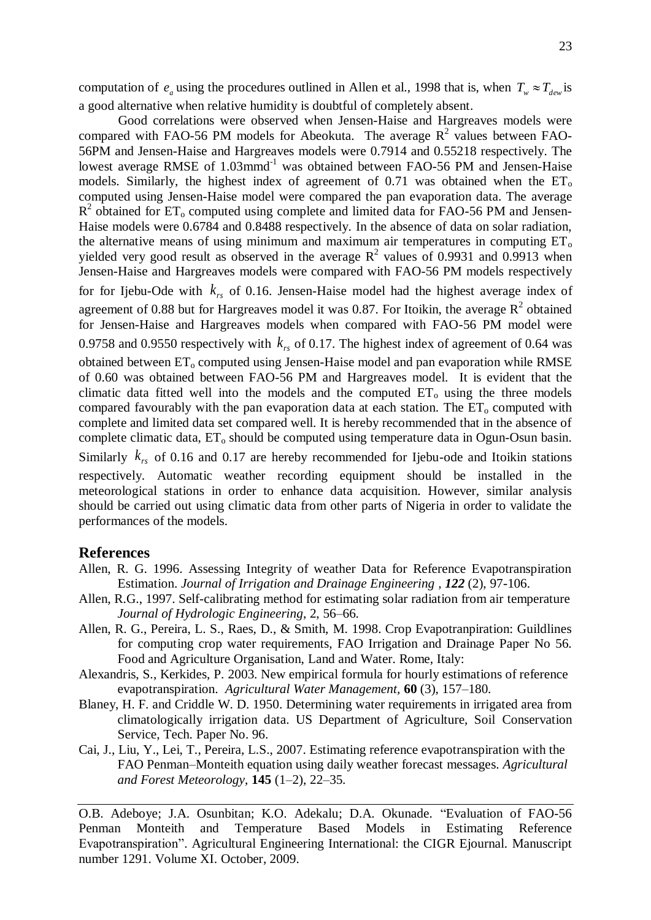computation of $e_a$ using the procedures outlined in Allen et al., 1998 that is, when $T_w \approx T_{dew}$ is a good alternative when relative humidity is doubtful of completely absent.

Good correlations were observed when Jensen-Haise and Hargreaves models were compared with FAO-56 PM models for Abeokuta. The average $R^2$ values between FAO-56PM and Jensen-Haise and Hargreaves models were 0.7914 and 0.55218 respectively. The lowest average RMSE of 1.03mmd$^{-1}$ was obtained between FAO-56 PM and Jensen-Haise models. Similarly, the highest index of agreement of 0.71 was obtained when the $ET_o$ computed using Jensen-Haise model were compared the pan evaporation data. The average $R^2$ obtained for $ET_o$ computed using complete and limited data for FAO-56 PM and Jensen-Haise models were 0.6784 and 0.8488 respectively. In the absence of data on solar radiation, the alternative means of using minimum and maximum air temperatures in computing $ET_o$ yielded very good result as observed in the average $R^2$ values of 0.9931 and 0.9913 when Jensen-Haise and Hargreaves models were compared with FAO-56 PM models respectively for for Ijebu-Ode with $k_{rs}$ of 0.16. Jensen-Haise model had the highest average index of agreement of 0.88 but for Hargreaves model it was 0.87. For Itoikin, the average $R^2$ obtained for Jensen-Haise and Hargreaves models when compared with FAO-56 PM model were 0.9758 and 0.9550 respectively with $k_{rs}$ of 0.17. The highest index of agreement of 0.64 was obtained between $ET_o$ computed using Jensen-Haise model and pan evaporation while RMSE of 0.60 was obtained between FAO-56 PM and Hargreaves model. It is evident that the climatic data fitted well into the models and the computed $ET_o$ using the three models compared favourably with the pan evaporation data at each station. The $ET_o$ computed with complete and limited data set compared well. It is hereby recommended that in the absence of complete climatic data, $ET_o$ should be computed using temperature data in Ogun-Osun basin. Similarly $k_{rs}$ of 0.16 and 0.17 are hereby recommended for Ijebu-ode and Itoikin stations respectively. Automatic weather recording equipment should be installed in the meteorological stations in order to enhance data acquisition. However, similar analysis should be carried out using climatic data from other parts of Nigeria in order to validate the performances of the models.

## References

Allen, R. G. 1996. Assessing Integrity of weather Data for Reference Evapotranspiration Estimation. *Journal of Irrigation and Drainage Engineering* , ***122*** (2), 97-106.

Allen, R.G., 1997. Self-calibrating method for estimating solar radiation from air temperature *Journal of Hydrologic Engineering*, 2, 56–66.

Allen, R. G., Pereira, L. S., Raes, D., & Smith, M. 1998. Crop Evapotranpiration: Guildlines for computing crop water requirements, FAO Irrigation and Drainage Paper No 56. Food and Agriculture Organisation, Land and Water. Rome, Italy:

Alexandris, S., Kerkides, P. 2003. New empirical formula for hourly estimations of reference evapotranspiration. *Agricultural Water Management*, **60** (3), 157–180.

Blaney, H. F. and Criddle W. D. 1950. Determining water requirements in irrigated area from climatologically irrigation data. US Department of Agriculture, Soil Conservation Service, Tech. Paper No. 96.

Cai, J., Liu, Y., Lei, T., Pereira, L.S., 2007. Estimating reference evapotranspiration with the FAO Penman–Monteith equation using daily weather forecast messages. *Agricultural and Forest Meteorology*, **145** (1–2), 22–35.

O.B. Adeboye; J.A. Osunbitan; K.O. Adekalu; D.A. Okunade. "Evaluation of FAO-56 Penman Monteith and Temperature Based Models in Estimating Reference Evapotranspiration". Agricultural Engineering International: the CIGR Ejournal. Manuscript number 1291. Volume XI. October, 2009.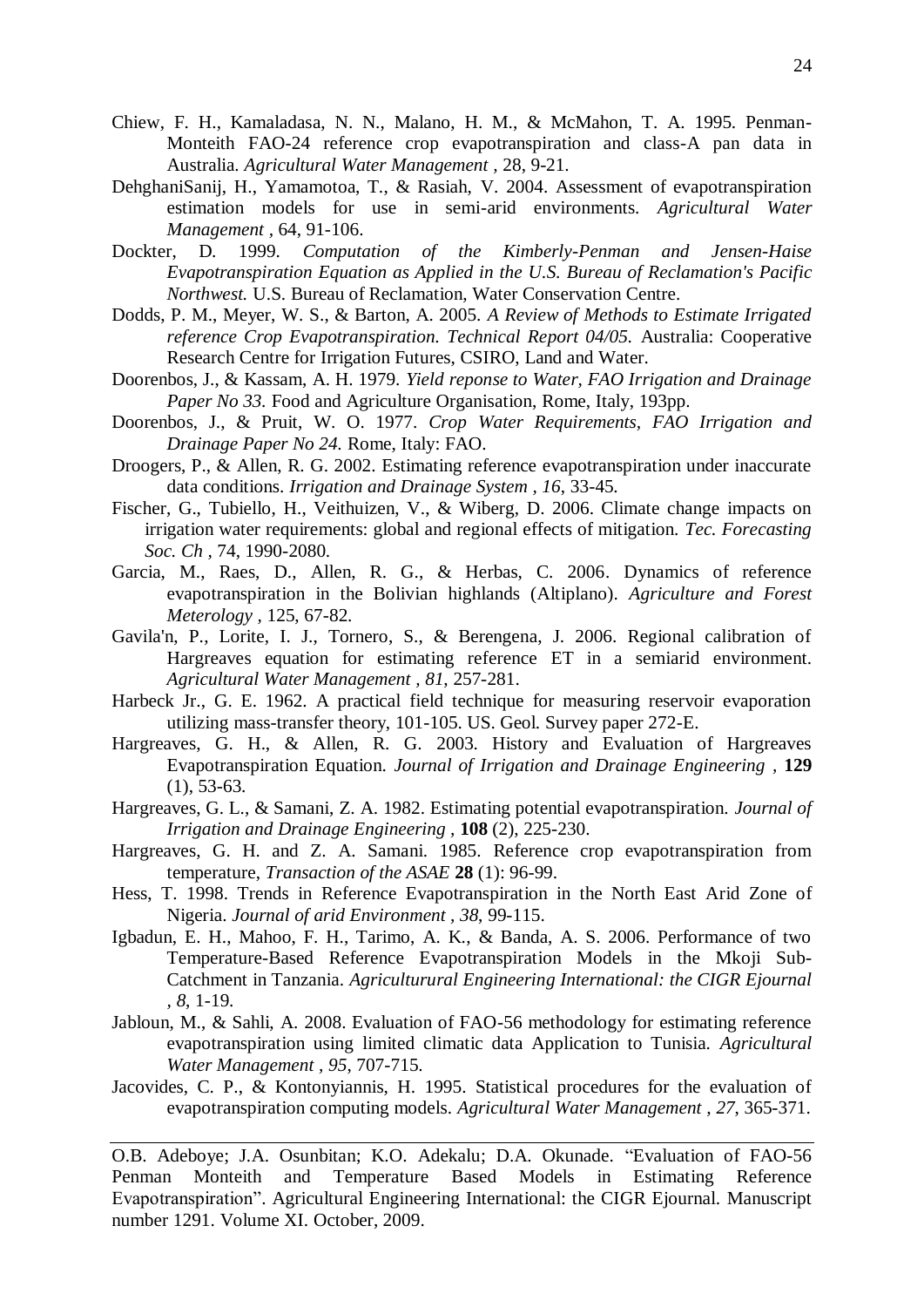Chiew, F. H., Kamaladasa, N. N., Malano, H. M., & McMahon, T. A. 1995. Penman-Monteith FAO-24 reference crop evapotranspiration and class-A pan data in Australia. *Agricultural Water Management* , 28, 9-21.

DehghaniSanij, H., Yamamotoa, T., & Rasiah, V. 2004. Assessment of evapotranspiration estimation models for use in semi-arid environments. *Agricultural Water Management* , 64, 91-106.

Dockter, D. 1999. *Computation of the Kimberly-Penman and Jensen-Haise Evapotranspiration Equation as Applied in the U.S. Bureau of Reclamation's Pacific Northwest.* U.S. Bureau of Reclamation, Water Conservation Centre.

Dodds, P. M., Meyer, W. S., & Barton, A. 2005. *A Review of Methods to Estimate Irrigated reference Crop Evapotranspiration. Technical Report 04/05.* Australia: Cooperative Research Centre for Irrigation Futures, CSIRO, Land and Water.

Doorenbos, J., & Kassam, A. H. 1979. *Yield reponse to Water, FAO Irrigation and Drainage Paper No 33.* Food and Agriculture Organisation, Rome, Italy, 193pp.

Doorenbos, J., & Pruit, W. O. 1977. *Crop Water Requirements, FAO Irrigation and Drainage Paper No 24.* Rome, Italy: FAO.

Droogers, P., & Allen, R. G. 2002. Estimating reference evapotranspiration under inaccurate data conditions. *Irrigation and Drainage System , 16*, 33-45.

Fischer, G., Tubiello, H., Veithuizen, V., & Wiberg, D. 2006. Climate change impacts on irrigation water requirements: global and regional effects of mitigation. *Tec. Forecasting Soc. Ch ,* 74, 1990-2080.

Garcia, M., Raes, D., Allen, R. G., & Herbas, C. 2006. Dynamics of reference evapotranspiration in the Bolivian highlands (Altiplano). *Agriculture and Forest Meterology* , 125, 67-82.

Gavila'n, P., Lorite, I. J., Tornero, S., & Berengena, J. 2006. Regional calibration of Hargreaves equation for estimating reference ET in a semiarid environment. *Agricultural Water Management , 81*, 257-281.

Harbeck Jr., G. E. 1962. A practical field technique for measuring reservoir evaporation utilizing mass-transfer theory, 101-105. US. Geol. Survey paper 272-E.

Hargreaves, G. H., & Allen, R. G. 2003. History and Evaluation of Hargreaves Evapotranspiration Equation. *Journal of Irrigation and Drainage Engineering ,* **129** (1), 53-63.

Hargreaves, G. L., & Samani, Z. A. 1982. Estimating potential evapotranspiration. *Journal of Irrigation and Drainage Engineering ,* **108** (2), 225-230.

Hargreaves, G. H. and Z. A. Samani. 1985. Reference crop evapotranspiration from temperature, *Transaction of the ASAE* **28** (1): 96-99.

Hess, T. 1998. Trends in Reference Evapotranspiration in the North East Arid Zone of Nigeria. *Journal of arid Environment , 38*, 99-115.

Igbadun, E. H., Mahoo, F. H., Tarimo, A. K., & Banda, A. S. 2006. Performance of two Temperature-Based Reference Evapotranspiration Models in the Mkoji Sub-Catchment in Tanzania. *Agriculturural Engineering International: the CIGR Ejournal , 8*, 1-19.

Jabloun, M., & Sahli, A. 2008. Evaluation of FAO-56 methodology for estimating reference evapotranspiration using limited climatic data Application to Tunisia. *Agricultural Water Management , 95*, 707-715.

Jacovides, C. P., & Kontonyiannis, H. 1995. Statistical procedures for the evaluation of evapotranspiration computing models. *Agricultural Water Management , 27*, 365-371.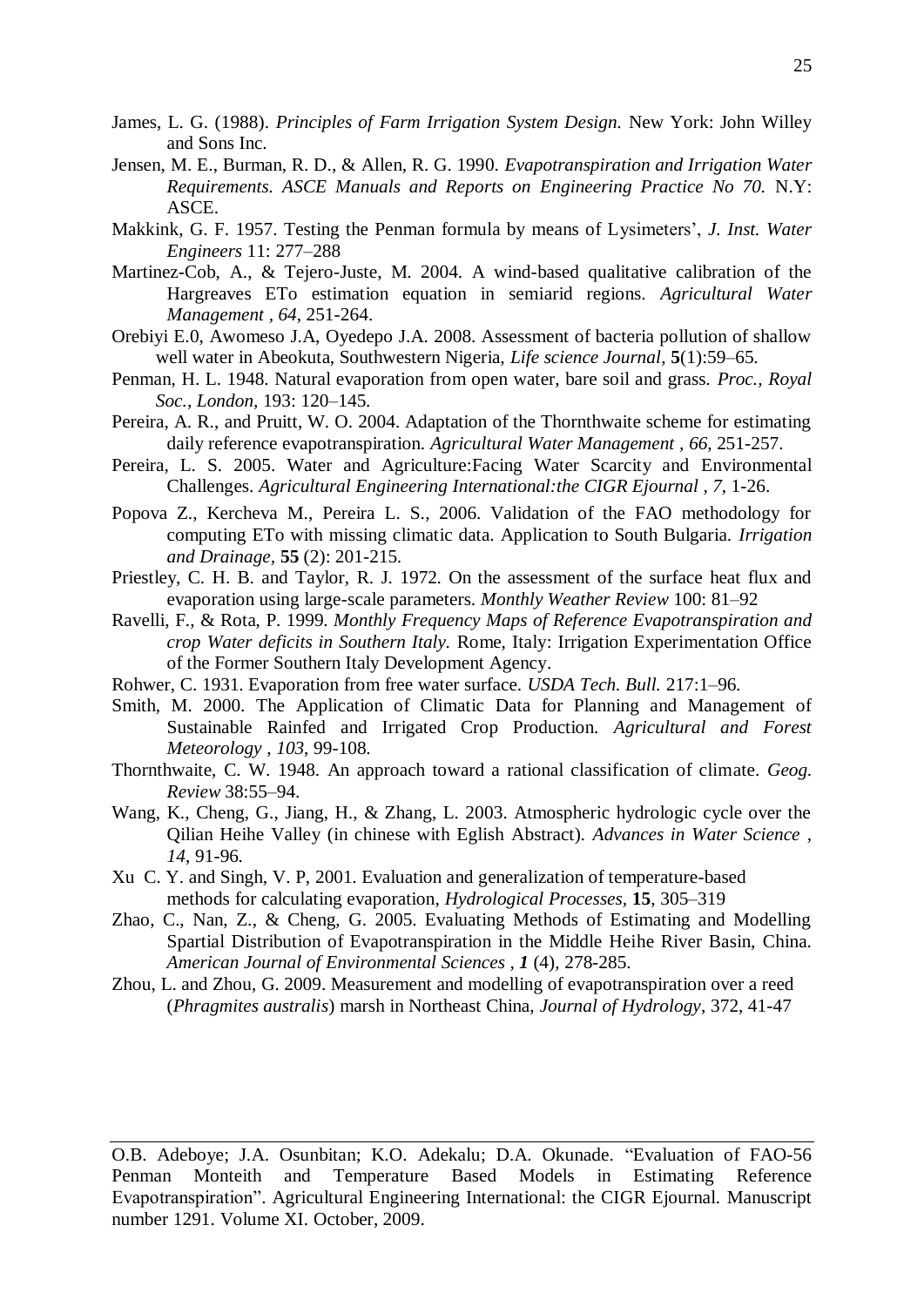James, L. G. (1988). *Principles of Farm Irrigation System Design.* New York: John Willey and Sons Inc.

Jensen, M. E., Burman, R. D., & Allen, R. G. 1990. *Evapotranspiration and Irrigation Water Requirements. ASCE Manuals and Reports on Engineering Practice No 70.* N.Y: ASCE.

Makkink, G. F. 1957. Testing the Penman formula by means of Lysimeters', *J. Inst. Water Engineers* 11: 277–288

Martinez-Cob, A., & Tejero-Juste, M. 2004. A wind-based qualitative calibration of the Hargreaves ETo estimation equation in semiarid regions. *Agricultural Water Management , 64*, 251-264.

Orebiyi E.0, Awomeso J.A, Oyedepo J.A. 2008. Assessment of bacteria pollution of shallow well water in Abeokuta, Southwestern Nigeria, *Life science Journal*, **5**(1):59–65.

Penman, H. L. 1948. Natural evaporation from open water, bare soil and grass. *Proc., Royal Soc., London*, 193: 120–145.

Pereira, A. R., and Pruitt, W. O. 2004. Adaptation of the Thornthwaite scheme for estimating daily reference evapotranspiration. *Agricultural Water Management , 66*, 251-257.

Pereira, L. S. 2005. Water and Agriculture:Facing Water Scarcity and Environmental Challenges. *Agricultural Engineering International:the CIGR Ejournal , 7*, 1-26.

Popova Z., Kercheva M., Pereira L. S., 2006. Validation of the FAO methodology for computing ETo with missing climatic data. Application to South Bulgaria. *Irrigation and Drainage*, **55** (2): 201-215.

Priestley, C. H. B. and Taylor, R. J. 1972. On the assessment of the surface heat flux and evaporation using large-scale parameters. *Monthly Weather Review* 100: 81–92

Ravelli, F., & Rota, P. 1999. *Monthly Frequency Maps of Reference Evapotranspiration and crop Water deficits in Southern Italy.* Rome, Italy: Irrigation Experimentation Office of the Former Southern Italy Development Agency.

Rohwer, C. 1931. Evaporation from free water surface. *USDA Tech. Bull.* 217:1–96.

Smith, M. 2000. The Application of Climatic Data for Planning and Management of Sustainable Rainfed and Irrigated Crop Production. *Agricultural and Forest Meteorology , 103*, 99-108.

Thornthwaite, C. W. 1948. An approach toward a rational classification of climate. *Geog. Review* 38:55–94.

Wang, K., Cheng, G., Jiang, H., & Zhang, L. 2003. Atmospheric hydrologic cycle over the Qilian Heihe Valley (in chinese with Eglish Abstract). *Advances in Water Science , 14*, 91-96.

Xu C. Y. and Singh, V. P, 2001. Evaluation and generalization of temperature-based methods for calculating evaporation, *Hydrological Processes*, **15**, 305–319

Zhao, C., Nan, Z., & Cheng, G. 2005. Evaluating Methods of Estimating and Modelling Spartial Distribution of Evapotranspiration in the Middle Heihe River Basin, China. *American Journal of Environmental Sciences , **1*** (4), 278-285.

Zhou, L. and Zhou, G. 2009. Measurement and modelling of evapotranspiration over a reed (*Phragmites australis*) marsh in Northeast China, *Journal of Hydrology*, 372, 41-47